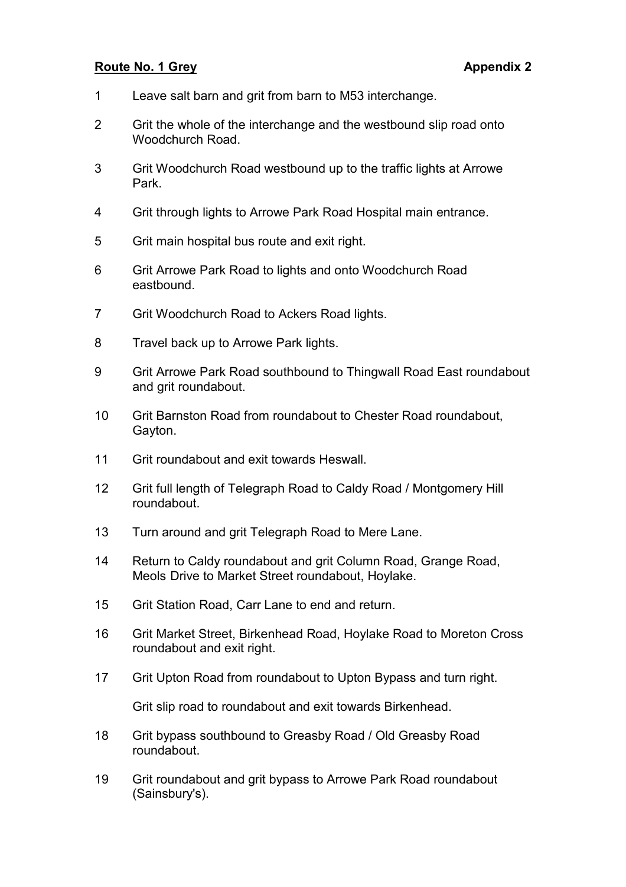**Route No. 1 Grey** **Appendix 2**

1. Leave salt barn and grit from barn to M53 interchange.
2. Grit the whole of the interchange and the westbound slip road onto Woodchurch Road.
3. Grit Woodchurch Road westbound up to the traffic lights at Arrowe Park.
4. Grit through lights to Arrowe Park Road Hospital main entrance.
5. Grit main hospital bus route and exit right.
6. Grit Arrowe Park Road to lights and onto Woodchurch Road eastbound.
7. Grit Woodchurch Road to Ackers Road lights.
8. Travel back up to Arrowe Park lights.
9. Grit Arrowe Park Road southbound to Thingwall Road East roundabout and grit roundabout.
10. Grit Barnston Road from roundabout to Chester Road roundabout, Gayton.
11. Grit roundabout and exit towards Heswall.
12. Grit full length of Telegraph Road to Caldy Road / Montgomery Hill roundabout.
13. Turn around and grit Telegraph Road to Mere Lane.
14. Return to Caldy roundabout and grit Column Road, Grange Road, Meols Drive to Market Street roundabout, Hoylake.
15. Grit Station Road, Carr Lane to end and return.
16. Grit Market Street, Birkenhead Road, Hoylake Road to Moreton Cross roundabout and exit right.
17. Grit Upton Road from roundabout to Upton Bypass and turn right.

    Grit slip road to roundabout and exit towards Birkenhead.
18. Grit bypass southbound to Greasby Road / Old Greasby Road roundabout.
19. Grit roundabout and grit bypass to Arrowe Park Road roundabout (Sainsbury's).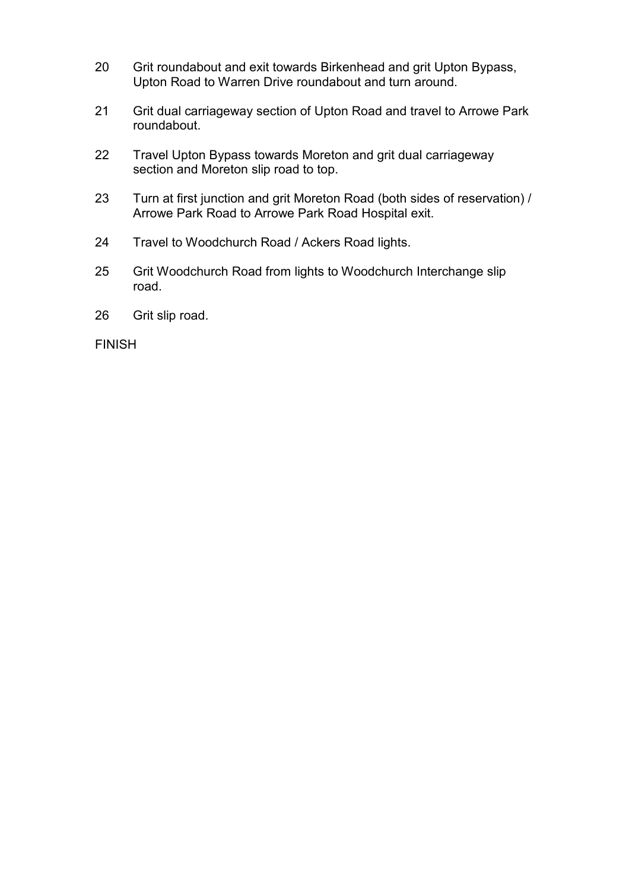20 Grit roundabout and exit towards Birkenhead and grit Upton Bypass, Upton Road to Warren Drive roundabout and turn around.

21 Grit dual carriageway section of Upton Road and travel to Arrowe Park roundabout.

22 Travel Upton Bypass towards Moreton and grit dual carriageway section and Moreton slip road to top.

23 Turn at first junction and grit Moreton Road (both sides of reservation) / Arrowe Park Road to Arrowe Park Road Hospital exit.

24 Travel to Woodchurch Road / Ackers Road lights.

25 Grit Woodchurch Road from lights to Woodchurch Interchange slip road.

26 Grit slip road.

FINISH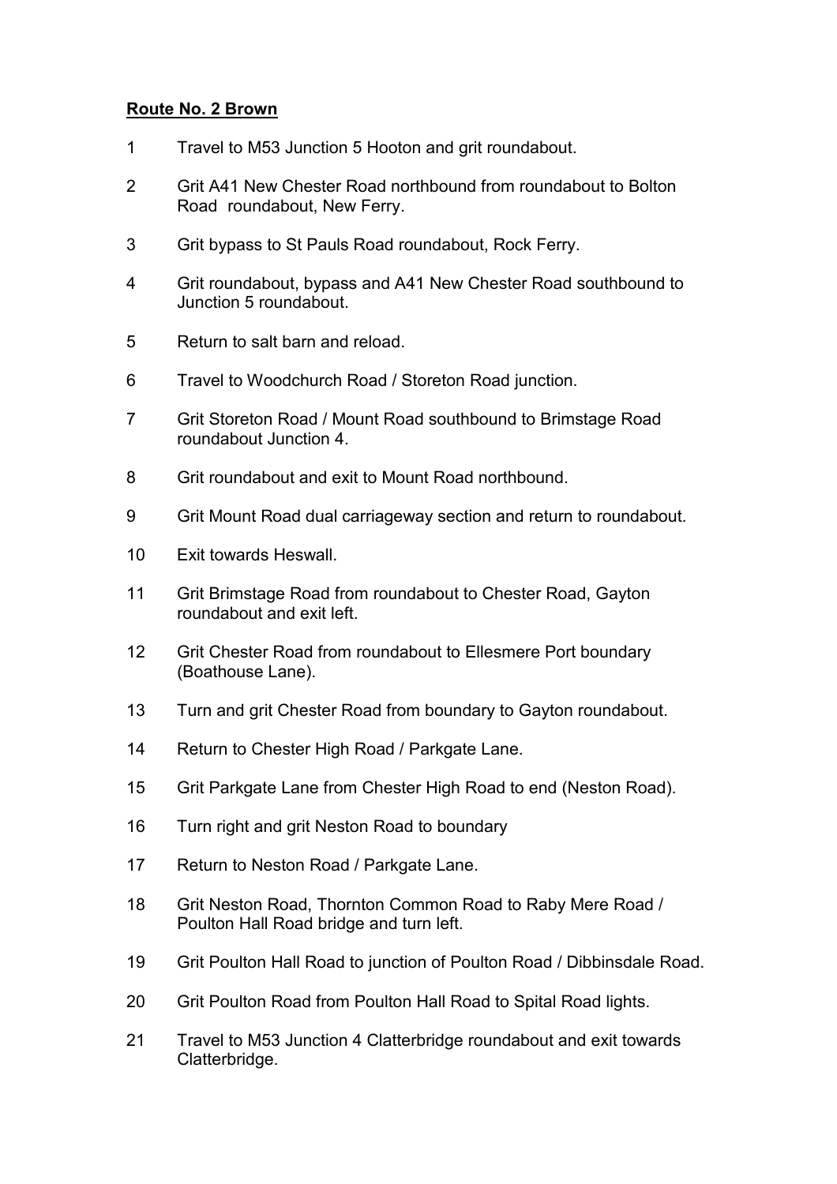**Route No. 2 Brown**

1. Travel to M53 Junction 5 Hooton and grit roundabout.
2. Grit A41 New Chester Road northbound from roundabout to Bolton Road roundabout, New Ferry.
3. Grit bypass to St Pauls Road roundabout, Rock Ferry.
4. Grit roundabout, bypass and A41 New Chester Road southbound to Junction 5 roundabout.
5. Return to salt barn and reload.
6. Travel to Woodchurch Road / Storeton Road junction.
7. Grit Storeton Road / Mount Road southbound to Brimstage Road roundabout Junction 4.
8. Grit roundabout and exit to Mount Road northbound.
9. Grit Mount Road dual carriageway section and return to roundabout.
10. Exit towards Heswall.
11. Grit Brimstage Road from roundabout to Chester Road, Gayton roundabout and exit left.
12. Grit Chester Road from roundabout to Ellesmere Port boundary (Boathouse Lane).
13. Turn and grit Chester Road from boundary to Gayton roundabout.
14. Return to Chester High Road / Parkgate Lane.
15. Grit Parkgate Lane from Chester High Road to end (Neston Road).
16. Turn right and grit Neston Road to boundary
17. Return to Neston Road / Parkgate Lane.
18. Grit Neston Road, Thornton Common Road to Raby Mere Road / Poulton Hall Road bridge and turn left.
19. Grit Poulton Hall Road to junction of Poulton Road / Dibbinsdale Road.
20. Grit Poulton Road from Poulton Hall Road to Spital Road lights.
21. Travel to M53 Junction 4 Clatterbridge roundabout and exit towards Clatterbridge.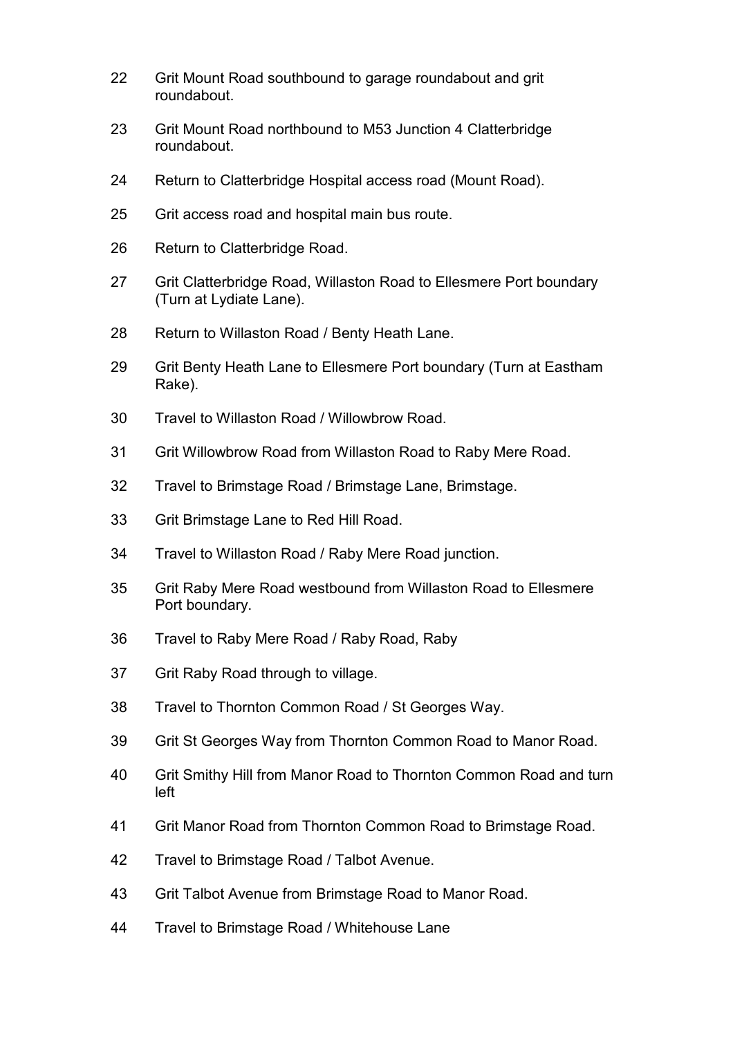22 Grit Mount Road southbound to garage roundabout and grit roundabout.

23 Grit Mount Road northbound to M53 Junction 4 Clatterbridge roundabout.

24 Return to Clatterbridge Hospital access road (Mount Road).

25 Grit access road and hospital main bus route.

26 Return to Clatterbridge Road.

27 Grit Clatterbridge Road, Willaston Road to Ellesmere Port boundary (Turn at Lydiate Lane).

28 Return to Willaston Road / Benty Heath Lane.

29 Grit Benty Heath Lane to Ellesmere Port boundary (Turn at Eastham Rake).

30 Travel to Willaston Road / Willowbrow Road.

31 Grit Willowbrow Road from Willaston Road to Raby Mere Road.

32 Travel to Brimstage Road / Brimstage Lane, Brimstage.

33 Grit Brimstage Lane to Red Hill Road.

34 Travel to Willaston Road / Raby Mere Road junction.

35 Grit Raby Mere Road westbound from Willaston Road to Ellesmere Port boundary.

36 Travel to Raby Mere Road / Raby Road, Raby

37 Grit Raby Road through to village.

38 Travel to Thornton Common Road / St Georges Way.

39 Grit St Georges Way from Thornton Common Road to Manor Road.

40 Grit Smithy Hill from Manor Road to Thornton Common Road and turn left

41 Grit Manor Road from Thornton Common Road to Brimstage Road.

42 Travel to Brimstage Road / Talbot Avenue.

43 Grit Talbot Avenue from Brimstage Road to Manor Road.

44 Travel to Brimstage Road / Whitehouse Lane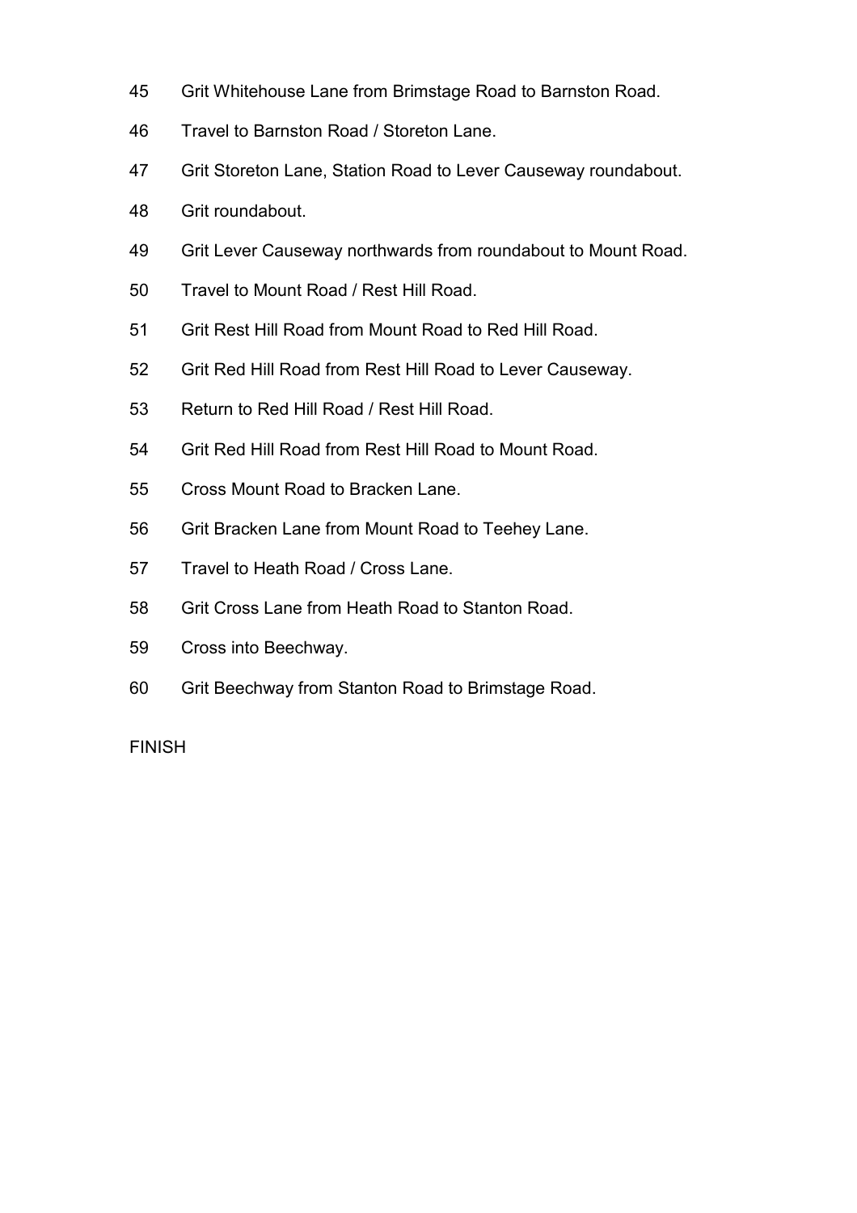45 Grit Whitehouse Lane from Brimstage Road to Barnston Road.

46 Travel to Barnston Road / Storeton Lane.

47 Grit Storeton Lane, Station Road to Lever Causeway roundabout.

48 Grit roundabout.

49 Grit Lever Causeway northwards from roundabout to Mount Road.

50 Travel to Mount Road / Rest Hill Road.

51 Grit Rest Hill Road from Mount Road to Red Hill Road.

52 Grit Red Hill Road from Rest Hill Road to Lever Causeway.

53 Return to Red Hill Road / Rest Hill Road.

54 Grit Red Hill Road from Rest Hill Road to Mount Road.

55 Cross Mount Road to Bracken Lane.

56 Grit Bracken Lane from Mount Road to Teehey Lane.

57 Travel to Heath Road / Cross Lane.

58 Grit Cross Lane from Heath Road to Stanton Road.

59 Cross into Beechway.

60 Grit Beechway from Stanton Road to Brimstage Road.

FINISH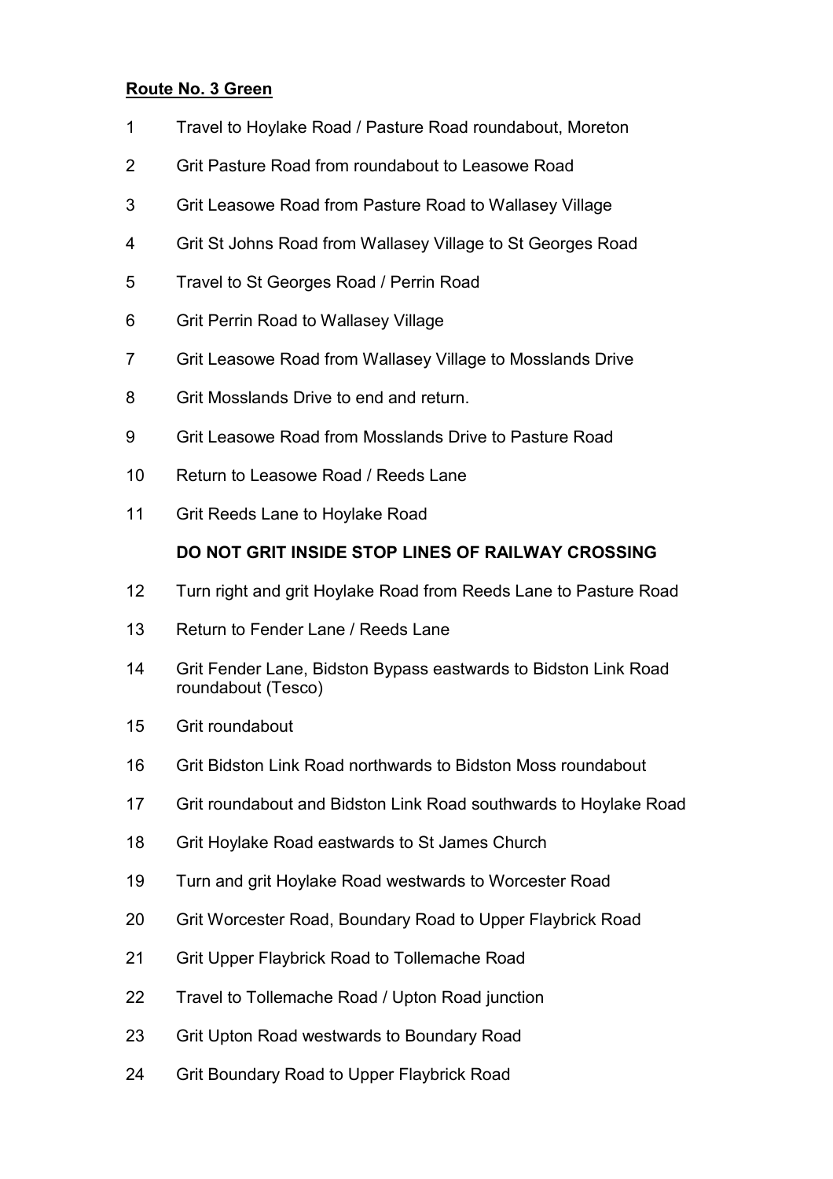**Route No. 3 Green**

1 Travel to Hoylake Road / Pasture Road roundabout, Moreton

2 Grit Pasture Road from roundabout to Leasowe Road

3 Grit Leasowe Road from Pasture Road to Wallasey Village

4 Grit St Johns Road from Wallasey Village to St Georges Road

5 Travel to St Georges Road / Perrin Road

6 Grit Perrin Road to Wallasey Village

7 Grit Leasowe Road from Wallasey Village to Mosslands Drive

8 Grit Mosslands Drive to end and return.

9 Grit Leasowe Road from Mosslands Drive to Pasture Road

10 Return to Leasowe Road / Reeds Lane

11 Grit Reeds Lane to Hoylake Road

**DO NOT GRIT INSIDE STOP LINES OF RAILWAY CROSSING**

12 Turn right and grit Hoylake Road from Reeds Lane to Pasture Road

13 Return to Fender Lane / Reeds Lane

14 Grit Fender Lane, Bidston Bypass eastwards to Bidston Link Road roundabout (Tesco)

15 Grit roundabout

16 Grit Bidston Link Road northwards to Bidston Moss roundabout

17 Grit roundabout and Bidston Link Road southwards to Hoylake Road

18 Grit Hoylake Road eastwards to St James Church

19 Turn and grit Hoylake Road westwards to Worcester Road

20 Grit Worcester Road, Boundary Road to Upper Flaybrick Road

21 Grit Upper Flaybrick Road to Tollemache Road

22 Travel to Tollemache Road / Upton Road junction

23 Grit Upton Road westwards to Boundary Road

24 Grit Boundary Road to Upper Flaybrick Road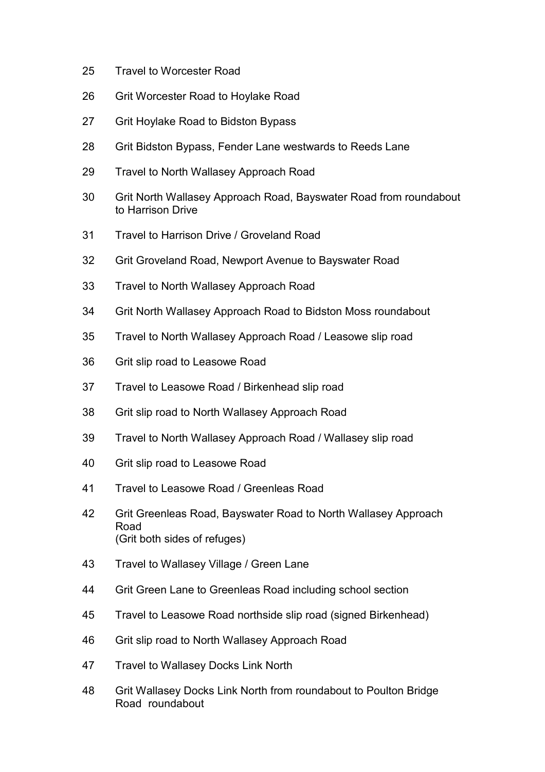25 Travel to Worcester Road

26 Grit Worcester Road to Hoylake Road

27 Grit Hoylake Road to Bidston Bypass

28 Grit Bidston Bypass, Fender Lane westwards to Reeds Lane

29 Travel to North Wallasey Approach Road

30 Grit North Wallasey Approach Road, Bayswater Road from roundabout to Harrison Drive

31 Travel to Harrison Drive / Groveland Road

32 Grit Groveland Road, Newport Avenue to Bayswater Road

33 Travel to North Wallasey Approach Road

34 Grit North Wallasey Approach Road to Bidston Moss roundabout

35 Travel to North Wallasey Approach Road / Leasowe slip road

36 Grit slip road to Leasowe Road

37 Travel to Leasowe Road / Birkenhead slip road

38 Grit slip road to North Wallasey Approach Road

39 Travel to North Wallasey Approach Road / Wallasey slip road

40 Grit slip road to Leasowe Road

41 Travel to Leasowe Road / Greenleas Road

42 Grit Greenleas Road, Bayswater Road to North Wallasey Approach Road
(Grit both sides of refuges)

43 Travel to Wallasey Village / Green Lane

44 Grit Green Lane to Greenleas Road including school section

45 Travel to Leasowe Road northside slip road (signed Birkenhead)

46 Grit slip road to North Wallasey Approach Road

47 Travel to Wallasey Docks Link North

48 Grit Wallasey Docks Link North from roundabout to Poulton Bridge Road roundabout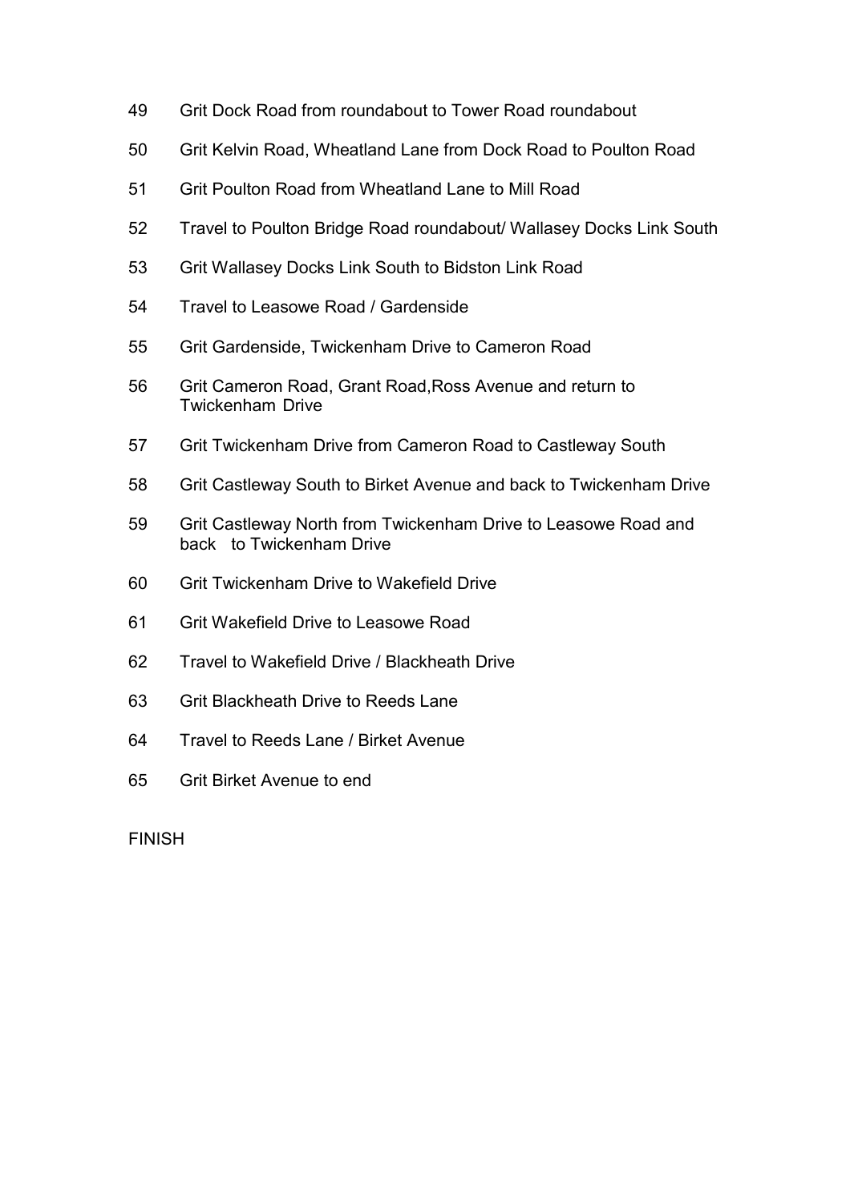49 Grit Dock Road from roundabout to Tower Road roundabout

50 Grit Kelvin Road, Wheatland Lane from Dock Road to Poulton Road

51 Grit Poulton Road from Wheatland Lane to Mill Road

52 Travel to Poulton Bridge Road roundabout/ Wallasey Docks Link South

53 Grit Wallasey Docks Link South to Bidston Link Road

54 Travel to Leasowe Road / Gardenside

55 Grit Gardenside, Twickenham Drive to Cameron Road

56 Grit Cameron Road, Grant Road,Ross Avenue and return to Twickenham Drive

57 Grit Twickenham Drive from Cameron Road to Castleway South

58 Grit Castleway South to Birket Avenue and back to Twickenham Drive

59 Grit Castleway North from Twickenham Drive to Leasowe Road and back to Twickenham Drive

60 Grit Twickenham Drive to Wakefield Drive

61 Grit Wakefield Drive to Leasowe Road

62 Travel to Wakefield Drive / Blackheath Drive

63 Grit Blackheath Drive to Reeds Lane

64 Travel to Reeds Lane / Birket Avenue

65 Grit Birket Avenue to end

FINISH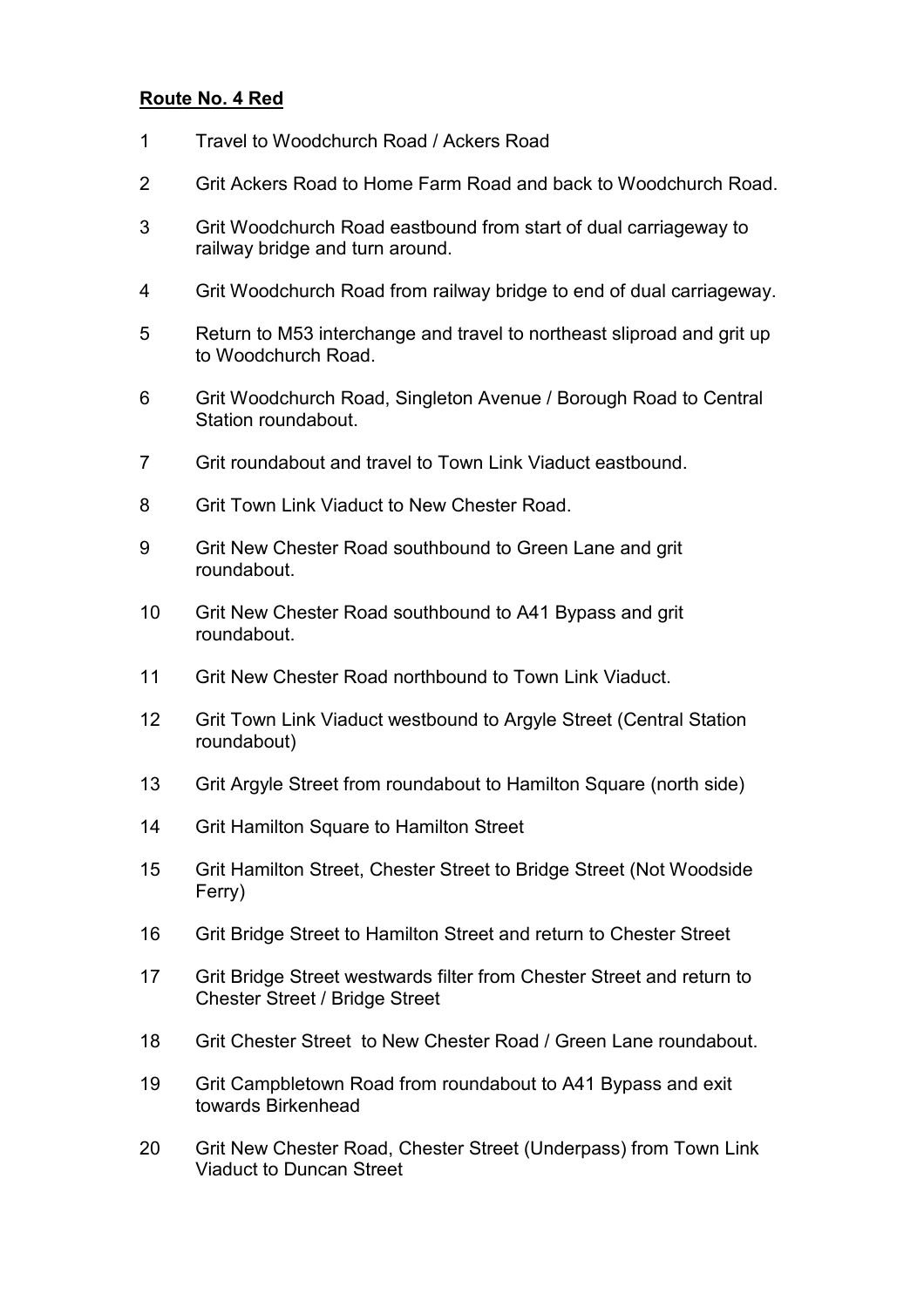**Route No. 4 Red**

1. Travel to Woodchurch Road / Ackers Road
2. Grit Ackers Road to Home Farm Road and back to Woodchurch Road.
3. Grit Woodchurch Road eastbound from start of dual carriageway to railway bridge and turn around.
4. Grit Woodchurch Road from railway bridge to end of dual carriageway.
5. Return to M53 interchange and travel to northeast sliproad and grit up to Woodchurch Road.
6. Grit Woodchurch Road, Singleton Avenue / Borough Road to Central Station roundabout.
7. Grit roundabout and travel to Town Link Viaduct eastbound.
8. Grit Town Link Viaduct to New Chester Road.
9. Grit New Chester Road southbound to Green Lane and grit roundabout.
10. Grit New Chester Road southbound to A41 Bypass and grit roundabout.
11. Grit New Chester Road northbound to Town Link Viaduct.
12. Grit Town Link Viaduct westbound to Argyle Street (Central Station roundabout)
13. Grit Argyle Street from roundabout to Hamilton Square (north side)
14. Grit Hamilton Square to Hamilton Street
15. Grit Hamilton Street, Chester Street to Bridge Street (Not Woodside Ferry)
16. Grit Bridge Street to Hamilton Street and return to Chester Street
17. Grit Bridge Street westwards filter from Chester Street and return to Chester Street / Bridge Street
18. Grit Chester Street to New Chester Road / Green Lane roundabout.
19. Grit Campbletown Road from roundabout to A41 Bypass and exit towards Birkenhead
20. Grit New Chester Road, Chester Street (Underpass) from Town Link Viaduct to Duncan Street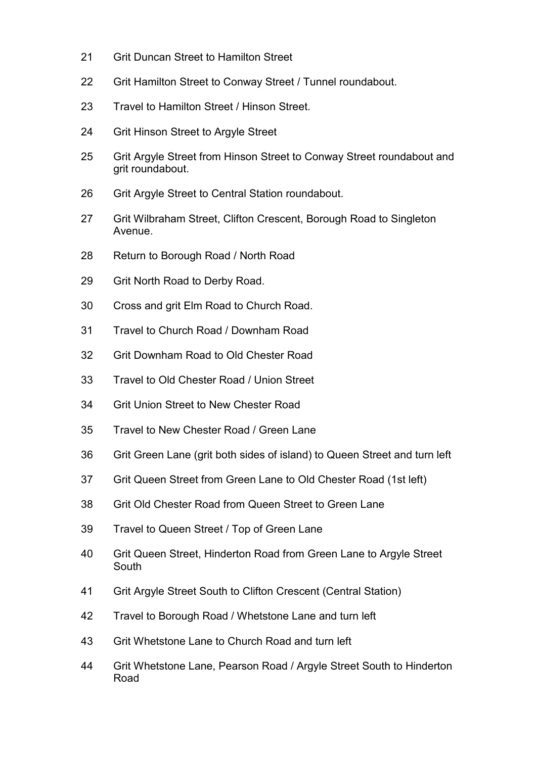21 Grit Duncan Street to Hamilton Street

22 Grit Hamilton Street to Conway Street / Tunnel roundabout.

23 Travel to Hamilton Street / Hinson Street.

24 Grit Hinson Street to Argyle Street

25 Grit Argyle Street from Hinson Street to Conway Street roundabout and grit roundabout.

26 Grit Argyle Street to Central Station roundabout.

27 Grit Wilbraham Street, Clifton Crescent, Borough Road to Singleton Avenue.

28 Return to Borough Road / North Road

29 Grit North Road to Derby Road.

30 Cross and grit Elm Road to Church Road.

31 Travel to Church Road / Downham Road

32 Grit Downham Road to Old Chester Road

33 Travel to Old Chester Road / Union Street

34 Grit Union Street to New Chester Road

35 Travel to New Chester Road / Green Lane

36 Grit Green Lane (grit both sides of island) to Queen Street and turn left

37 Grit Queen Street from Green Lane to Old Chester Road (1st left)

38 Grit Old Chester Road from Queen Street to Green Lane

39 Travel to Queen Street / Top of Green Lane

40 Grit Queen Street, Hinderton Road from Green Lane to Argyle Street South

41 Grit Argyle Street South to Clifton Crescent (Central Station)

42 Travel to Borough Road / Whetstone Lane and turn left

43 Grit Whetstone Lane to Church Road and turn left

44 Grit Whetstone Lane, Pearson Road / Argyle Street South to Hinderton Road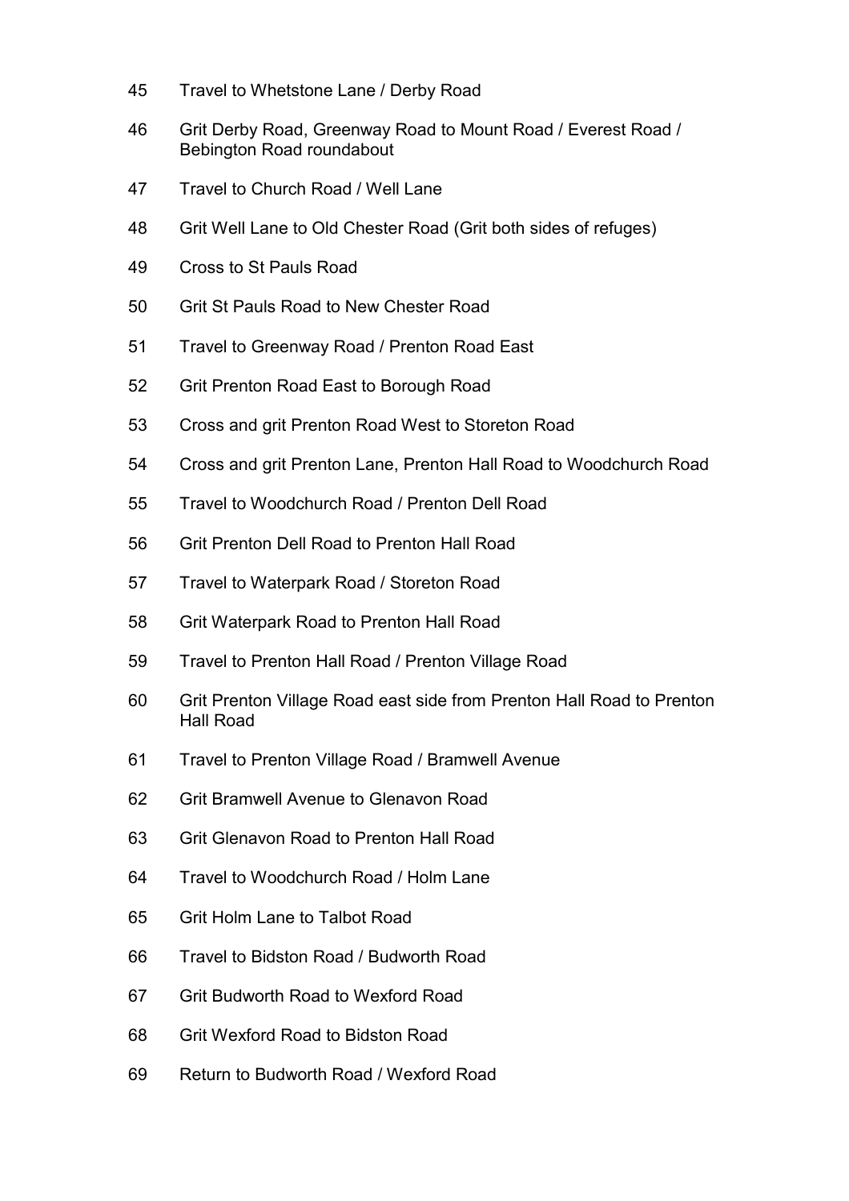45 Travel to Whetstone Lane / Derby Road

46 Grit Derby Road, Greenway Road to Mount Road / Everest Road / Bebington Road roundabout

47 Travel to Church Road / Well Lane

48 Grit Well Lane to Old Chester Road (Grit both sides of refuges)

49 Cross to St Pauls Road

50 Grit St Pauls Road to New Chester Road

51 Travel to Greenway Road / Prenton Road East

52 Grit Prenton Road East to Borough Road

53 Cross and grit Prenton Road West to Storeton Road

54 Cross and grit Prenton Lane, Prenton Hall Road to Woodchurch Road

55 Travel to Woodchurch Road / Prenton Dell Road

56 Grit Prenton Dell Road to Prenton Hall Road

57 Travel to Waterpark Road / Storeton Road

58 Grit Waterpark Road to Prenton Hall Road

59 Travel to Prenton Hall Road / Prenton Village Road

60 Grit Prenton Village Road east side from Prenton Hall Road to Prenton Hall Road

61 Travel to Prenton Village Road / Bramwell Avenue

62 Grit Bramwell Avenue to Glenavon Road

63 Grit Glenavon Road to Prenton Hall Road

64 Travel to Woodchurch Road / Holm Lane

65 Grit Holm Lane to Talbot Road

66 Travel to Bidston Road / Budworth Road

67 Grit Budworth Road to Wexford Road

68 Grit Wexford Road to Bidston Road

69 Return to Budworth Road / Wexford Road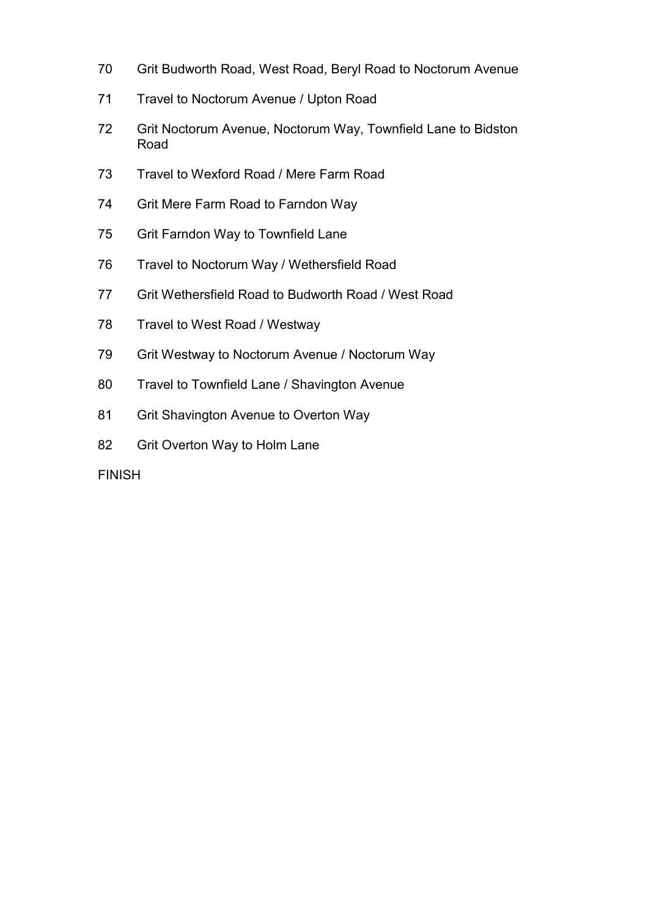70 Grit Budworth Road, West Road, Beryl Road to Noctorum Avenue

71 Travel to Noctorum Avenue / Upton Road

72 Grit Noctorum Avenue, Noctorum Way, Townfield Lane to Bidston Road

73 Travel to Wexford Road / Mere Farm Road

74 Grit Mere Farm Road to Farndon Way

75 Grit Farndon Way to Townfield Lane

76 Travel to Noctorum Way / Wethersfield Road

77 Grit Wethersfield Road to Budworth Road / West Road

78 Travel to West Road / Westway

79 Grit Westway to Noctorum Avenue / Noctorum Way

80 Travel to Townfield Lane / Shavington Avenue

81 Grit Shavington Avenue to Overton Way

82 Grit Overton Way to Holm Lane

FINISH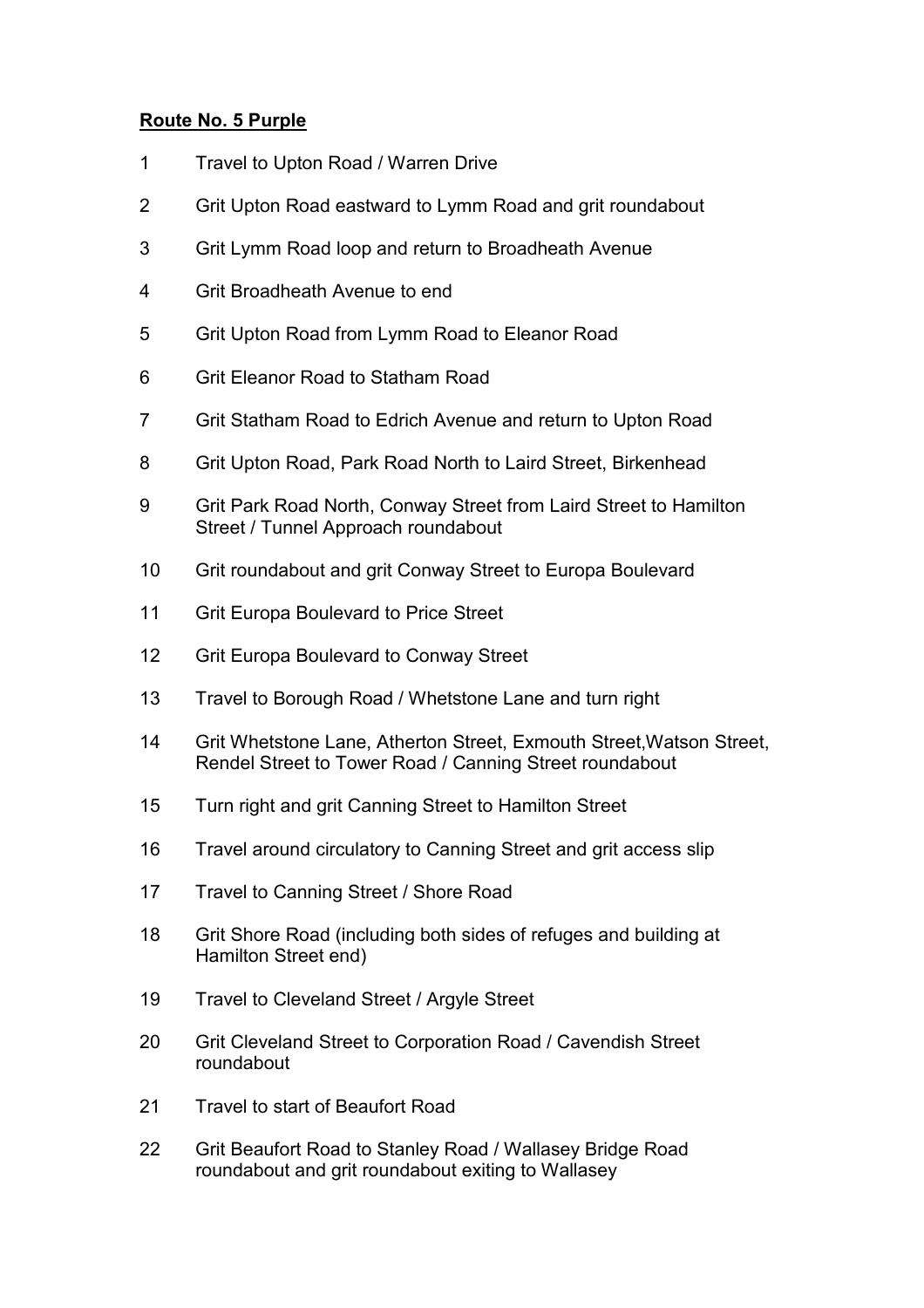**Route No. 5 Purple**

1 Travel to Upton Road / Warren Drive

2 Grit Upton Road eastward to Lymm Road and grit roundabout

3 Grit Lymm Road loop and return to Broadheath Avenue

4 Grit Broadheath Avenue to end

5 Grit Upton Road from Lymm Road to Eleanor Road

6 Grit Eleanor Road to Statham Road

7 Grit Statham Road to Edrich Avenue and return to Upton Road

8 Grit Upton Road, Park Road North to Laird Street, Birkenhead

9 Grit Park Road North, Conway Street from Laird Street to Hamilton Street / Tunnel Approach roundabout

10 Grit roundabout and grit Conway Street to Europa Boulevard

11 Grit Europa Boulevard to Price Street

12 Grit Europa Boulevard to Conway Street

13 Travel to Borough Road / Whetstone Lane and turn right

14 Grit Whetstone Lane, Atherton Street, Exmouth Street,Watson Street, Rendel Street to Tower Road / Canning Street roundabout

15 Turn right and grit Canning Street to Hamilton Street

16 Travel around circulatory to Canning Street and grit access slip

17 Travel to Canning Street / Shore Road

18 Grit Shore Road (including both sides of refuges and building at Hamilton Street end)

19 Travel to Cleveland Street / Argyle Street

20 Grit Cleveland Street to Corporation Road / Cavendish Street roundabout

21 Travel to start of Beaufort Road

22 Grit Beaufort Road to Stanley Road / Wallasey Bridge Road roundabout and grit roundabout exiting to Wallasey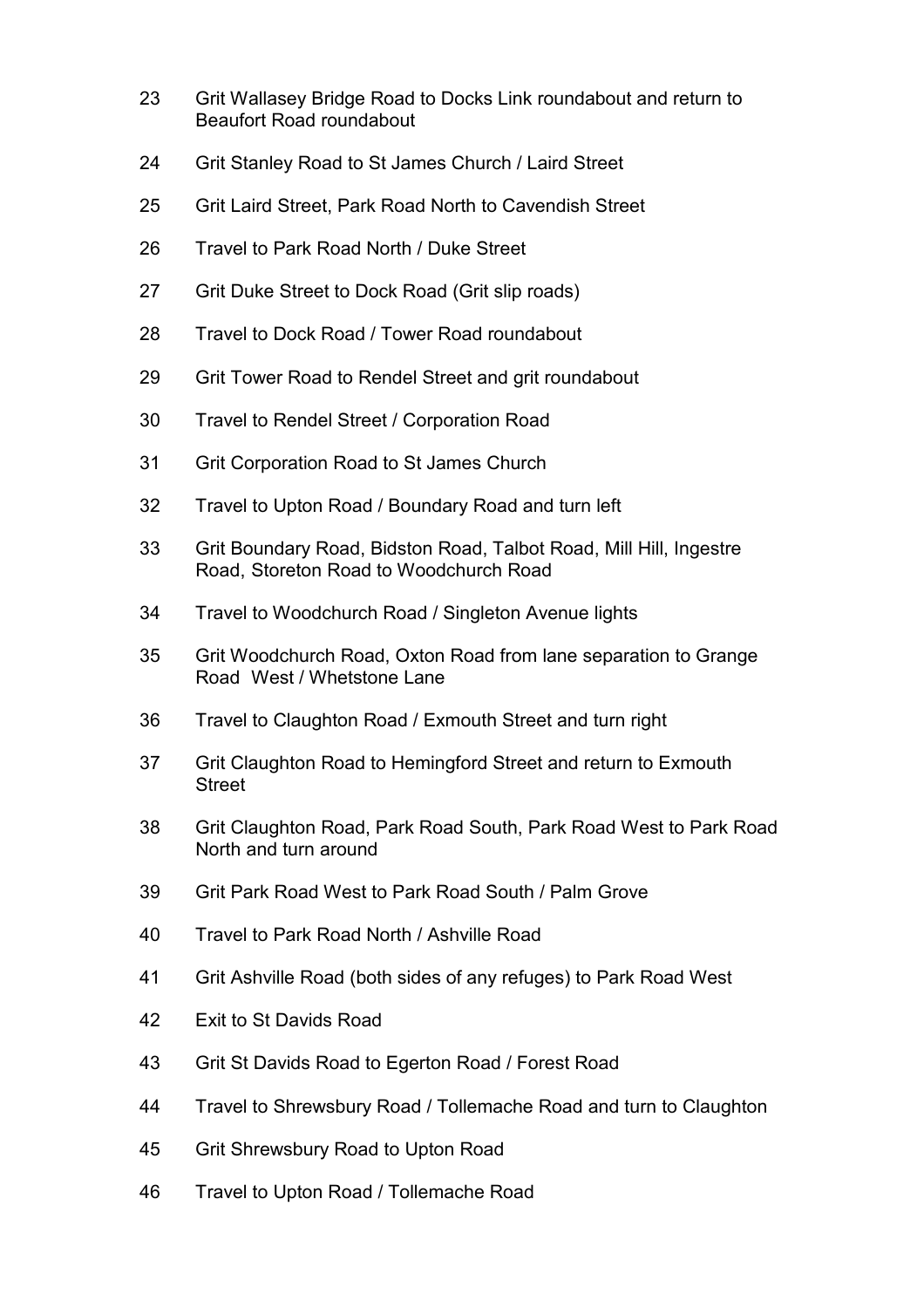23 Grit Wallasey Bridge Road to Docks Link roundabout and return to Beaufort Road roundabout

24 Grit Stanley Road to St James Church / Laird Street

25 Grit Laird Street, Park Road North to Cavendish Street

26 Travel to Park Road North / Duke Street

27 Grit Duke Street to Dock Road (Grit slip roads)

28 Travel to Dock Road / Tower Road roundabout

29 Grit Tower Road to Rendel Street and grit roundabout

30 Travel to Rendel Street / Corporation Road

31 Grit Corporation Road to St James Church

32 Travel to Upton Road / Boundary Road and turn left

33 Grit Boundary Road, Bidston Road, Talbot Road, Mill Hill, Ingestre Road, Storeton Road to Woodchurch Road

34 Travel to Woodchurch Road / Singleton Avenue lights

35 Grit Woodchurch Road, Oxton Road from lane separation to Grange Road West / Whetstone Lane

36 Travel to Claughton Road / Exmouth Street and turn right

37 Grit Claughton Road to Hemingford Street and return to Exmouth Street

38 Grit Claughton Road, Park Road South, Park Road West to Park Road North and turn around

39 Grit Park Road West to Park Road South / Palm Grove

40 Travel to Park Road North / Ashville Road

41 Grit Ashville Road (both sides of any refuges) to Park Road West

42 Exit to St Davids Road

43 Grit St Davids Road to Egerton Road / Forest Road

44 Travel to Shrewsbury Road / Tollemache Road and turn to Claughton

45 Grit Shrewsbury Road to Upton Road

46 Travel to Upton Road / Tollemache Road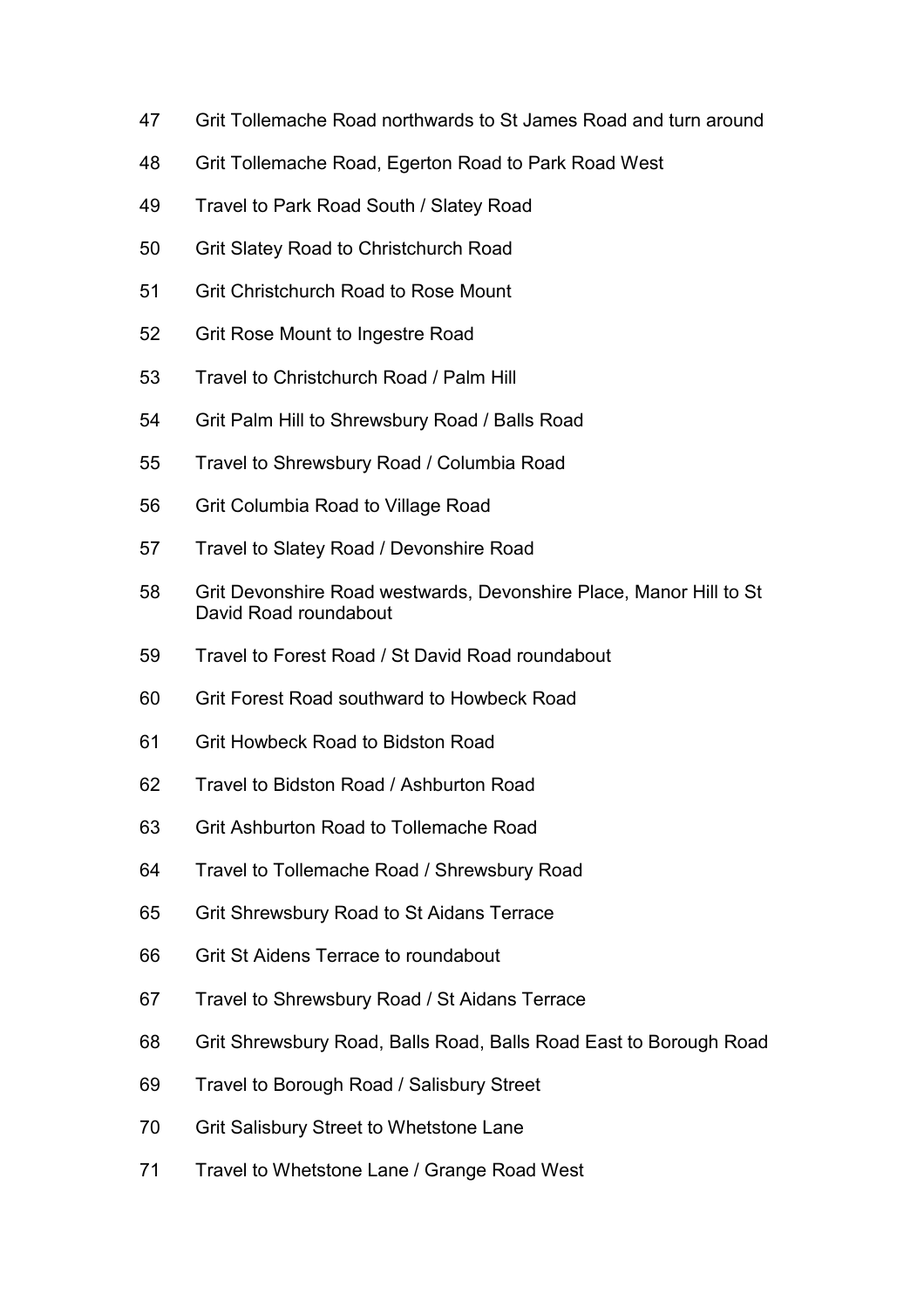47 Grit Tollemache Road northwards to St James Road and turn around

48 Grit Tollemache Road, Egerton Road to Park Road West

49 Travel to Park Road South / Slatey Road

50 Grit Slatey Road to Christchurch Road

51 Grit Christchurch Road to Rose Mount

52 Grit Rose Mount to Ingestre Road

53 Travel to Christchurch Road / Palm Hill

54 Grit Palm Hill to Shrewsbury Road / Balls Road

55 Travel to Shrewsbury Road / Columbia Road

56 Grit Columbia Road to Village Road

57 Travel to Slatey Road / Devonshire Road

58 Grit Devonshire Road westwards, Devonshire Place, Manor Hill to St David Road roundabout

59 Travel to Forest Road / St David Road roundabout

60 Grit Forest Road southward to Howbeck Road

61 Grit Howbeck Road to Bidston Road

62 Travel to Bidston Road / Ashburton Road

63 Grit Ashburton Road to Tollemache Road

64 Travel to Tollemache Road / Shrewsbury Road

65 Grit Shrewsbury Road to St Aidans Terrace

66 Grit St Aidens Terrace to roundabout

67 Travel to Shrewsbury Road / St Aidans Terrace

68 Grit Shrewsbury Road, Balls Road, Balls Road East to Borough Road

69 Travel to Borough Road / Salisbury Street

70 Grit Salisbury Street to Whetstone Lane

71 Travel to Whetstone Lane / Grange Road West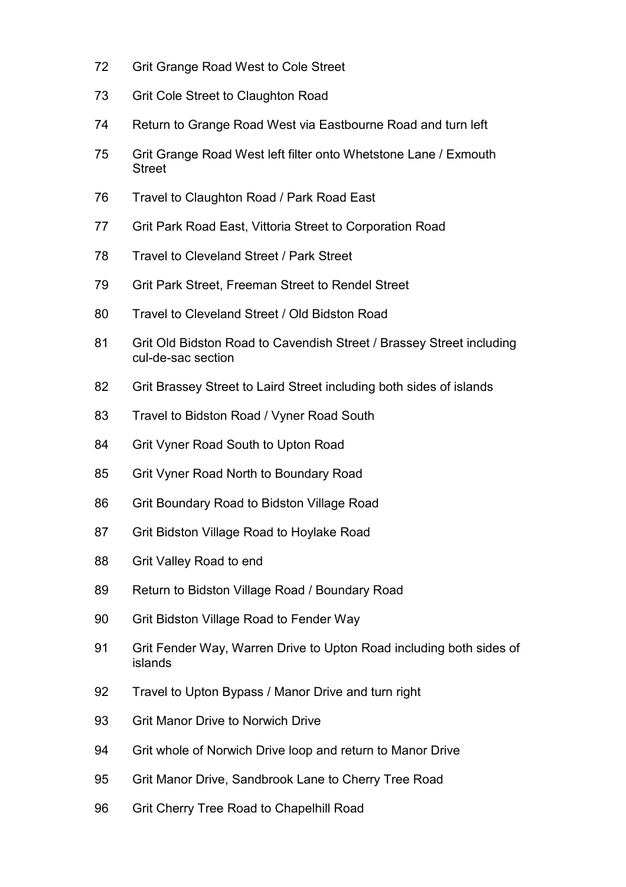72 Grit Grange Road West to Cole Street

73 Grit Cole Street to Claughton Road

74 Return to Grange Road West via Eastbourne Road and turn left

75 Grit Grange Road West left filter onto Whetstone Lane / Exmouth Street

76 Travel to Claughton Road / Park Road East

77 Grit Park Road East, Vittoria Street to Corporation Road

78 Travel to Cleveland Street / Park Street

79 Grit Park Street, Freeman Street to Rendel Street

80 Travel to Cleveland Street / Old Bidston Road

81 Grit Old Bidston Road to Cavendish Street / Brassey Street including cul-de-sac section

82 Grit Brassey Street to Laird Street including both sides of islands

83 Travel to Bidston Road / Vyner Road South

84 Grit Vyner Road South to Upton Road

85 Grit Vyner Road North to Boundary Road

86 Grit Boundary Road to Bidston Village Road

87 Grit Bidston Village Road to Hoylake Road

88 Grit Valley Road to end

89 Return to Bidston Village Road / Boundary Road

90 Grit Bidston Village Road to Fender Way

91 Grit Fender Way, Warren Drive to Upton Road including both sides of islands

92 Travel to Upton Bypass / Manor Drive and turn right

93 Grit Manor Drive to Norwich Drive

94 Grit whole of Norwich Drive loop and return to Manor Drive

95 Grit Manor Drive, Sandbrook Lane to Cherry Tree Road

96 Grit Cherry Tree Road to Chapelhill Road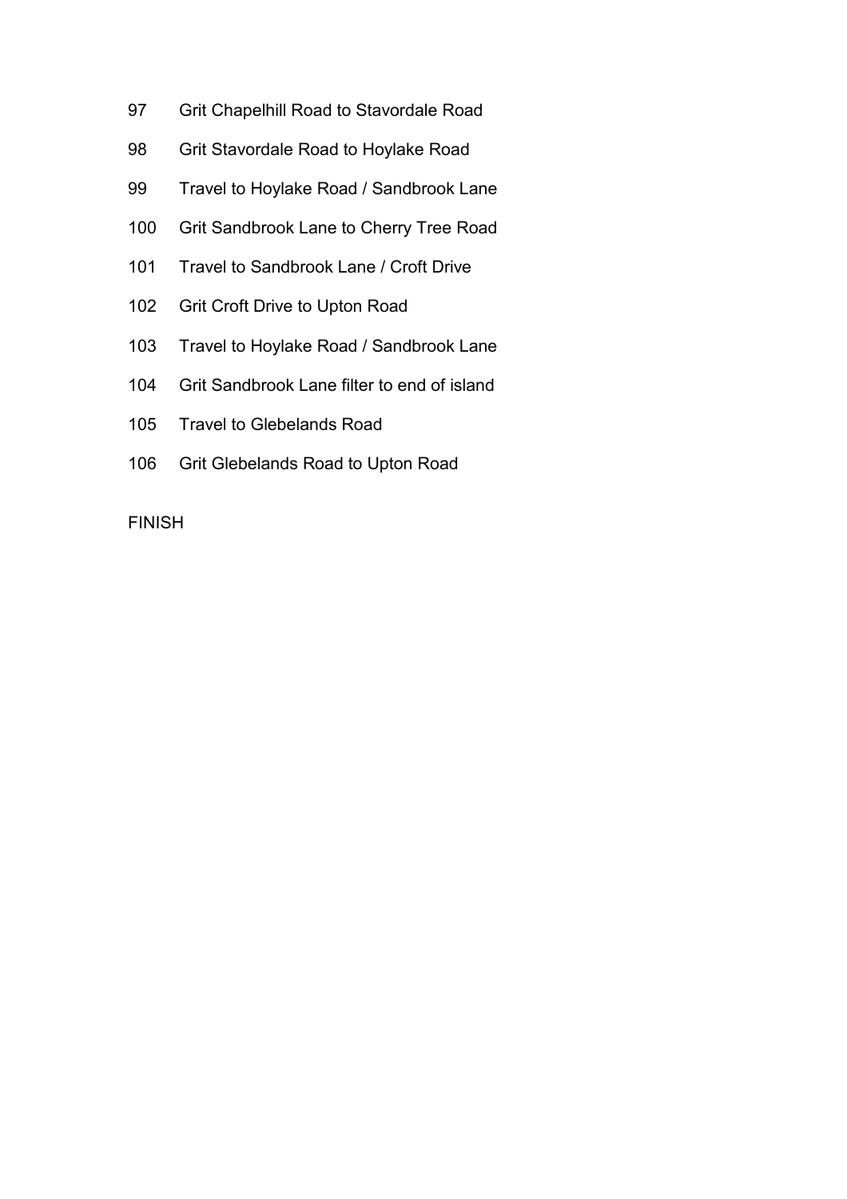97 Grit Chapelhill Road to Stavordale Road

98 Grit Stavordale Road to Hoylake Road

99 Travel to Hoylake Road / Sandbrook Lane

100 Grit Sandbrook Lane to Cherry Tree Road

101 Travel to Sandbrook Lane / Croft Drive

102 Grit Croft Drive to Upton Road

103 Travel to Hoylake Road / Sandbrook Lane

104 Grit Sandbrook Lane filter to end of island

105 Travel to Glebelands Road

106 Grit Glebelands Road to Upton Road

FINISH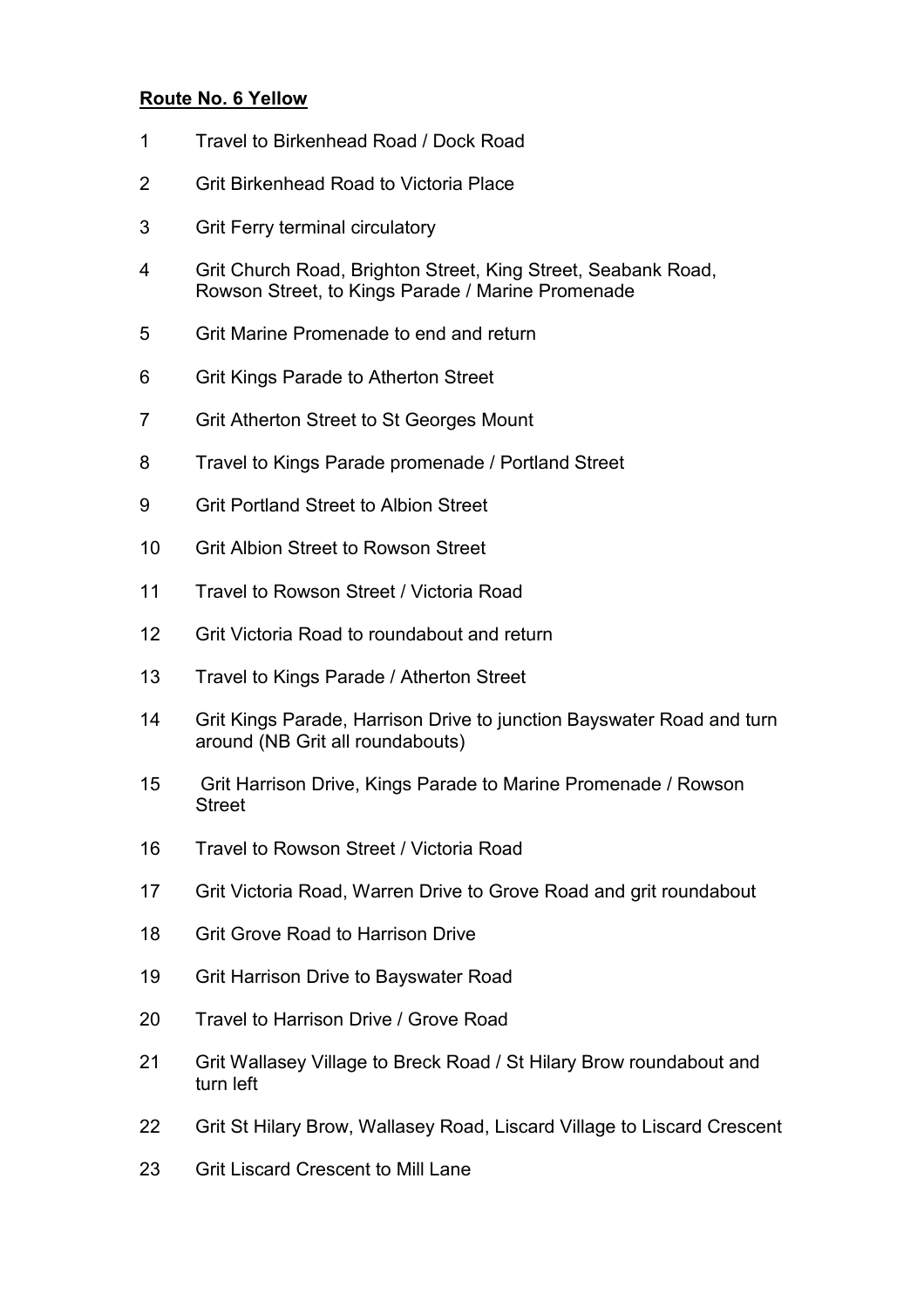**Route No. 6 Yellow**

1. Travel to Birkenhead Road / Dock Road
2. Grit Birkenhead Road to Victoria Place
3. Grit Ferry terminal circulatory
4. Grit Church Road, Brighton Street, King Street, Seabank Road, Rowson Street, to Kings Parade / Marine Promenade
5. Grit Marine Promenade to end and return
6. Grit Kings Parade to Atherton Street
7. Grit Atherton Street to St Georges Mount
8. Travel to Kings Parade promenade / Portland Street
9. Grit Portland Street to Albion Street
10. Grit Albion Street to Rowson Street
11. Travel to Rowson Street / Victoria Road
12. Grit Victoria Road to roundabout and return
13. Travel to Kings Parade / Atherton Street
14. Grit Kings Parade, Harrison Drive to junction Bayswater Road and turn around (NB Grit all roundabouts)
15. Grit Harrison Drive, Kings Parade to Marine Promenade / Rowson Street
16. Travel to Rowson Street / Victoria Road
17. Grit Victoria Road, Warren Drive to Grove Road and grit roundabout
18. Grit Grove Road to Harrison Drive
19. Grit Harrison Drive to Bayswater Road
20. Travel to Harrison Drive / Grove Road
21. Grit Wallasey Village to Breck Road / St Hilary Brow roundabout and turn left
22. Grit St Hilary Brow, Wallasey Road, Liscard Village to Liscard Crescent
23. Grit Liscard Crescent to Mill Lane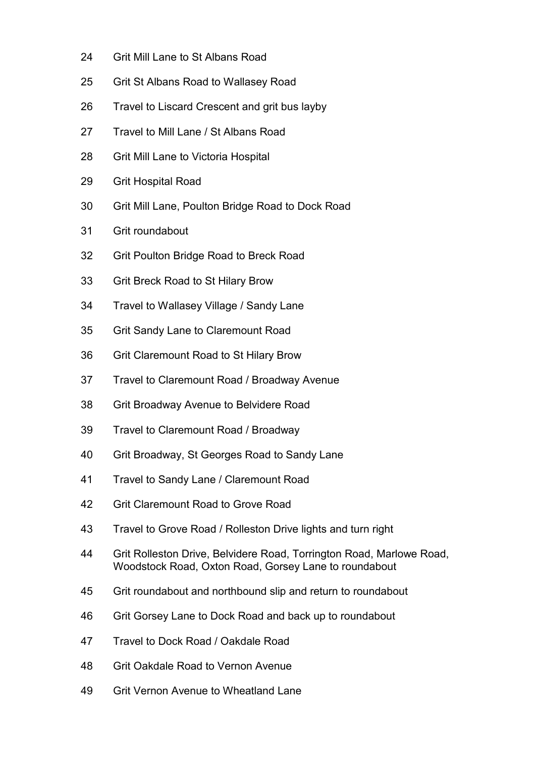24 Grit Mill Lane to St Albans Road

25 Grit St Albans Road to Wallasey Road

26 Travel to Liscard Crescent and grit bus layby

27 Travel to Mill Lane / St Albans Road

28 Grit Mill Lane to Victoria Hospital

29 Grit Hospital Road

30 Grit Mill Lane, Poulton Bridge Road to Dock Road

31 Grit roundabout

32 Grit Poulton Bridge Road to Breck Road

33 Grit Breck Road to St Hilary Brow

34 Travel to Wallasey Village / Sandy Lane

35 Grit Sandy Lane to Claremount Road

36 Grit Claremount Road to St Hilary Brow

37 Travel to Claremount Road / Broadway Avenue

38 Grit Broadway Avenue to Belvidere Road

39 Travel to Claremount Road / Broadway

40 Grit Broadway, St Georges Road to Sandy Lane

41 Travel to Sandy Lane / Claremount Road

42 Grit Claremount Road to Grove Road

43 Travel to Grove Road / Rolleston Drive lights and turn right

44 Grit Rolleston Drive, Belvidere Road, Torrington Road, Marlowe Road, Woodstock Road, Oxton Road, Gorsey Lane to roundabout

45 Grit roundabout and northbound slip and return to roundabout

46 Grit Gorsey Lane to Dock Road and back up to roundabout

47 Travel to Dock Road / Oakdale Road

48 Grit Oakdale Road to Vernon Avenue

49 Grit Vernon Avenue to Wheatland Lane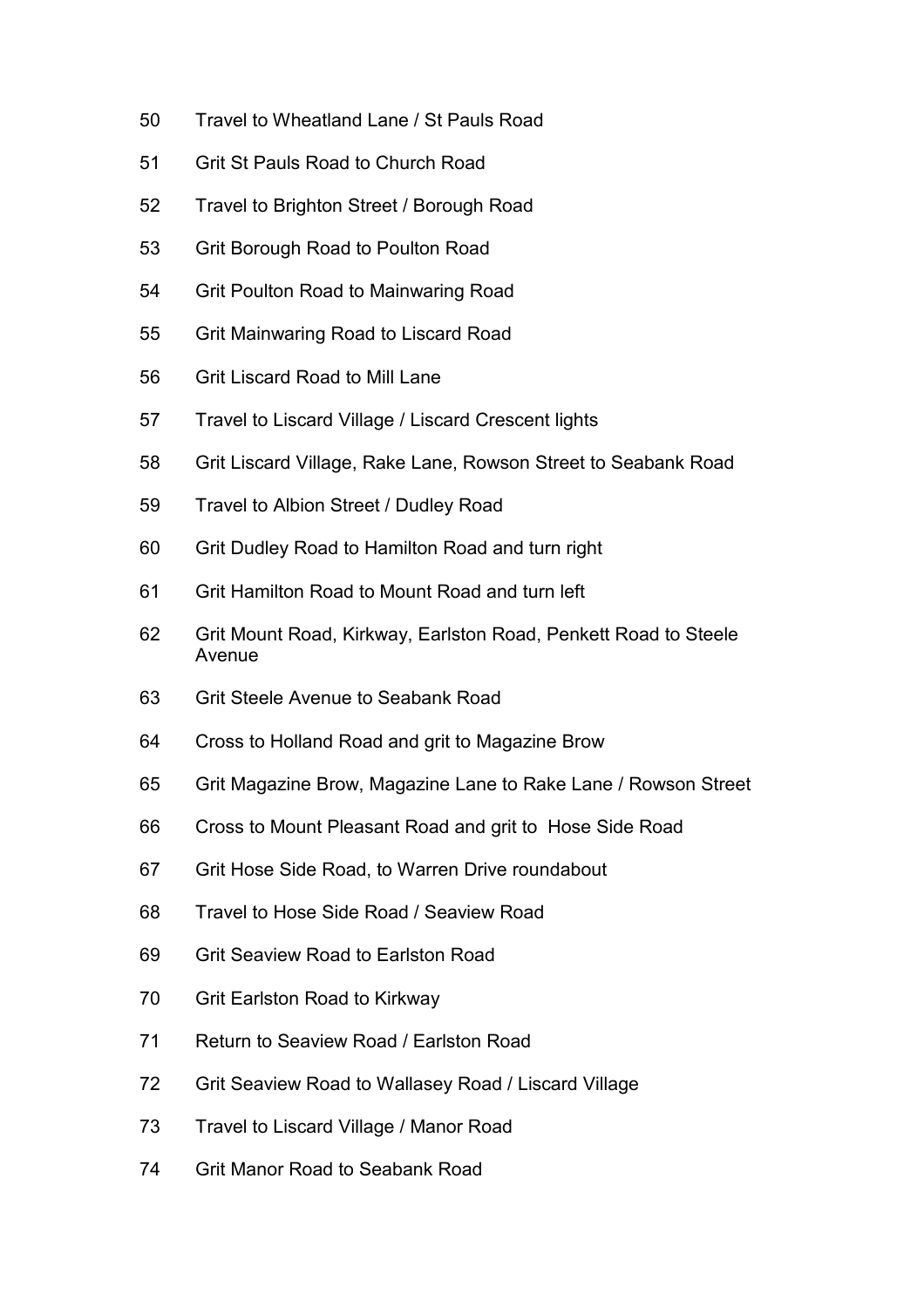50 Travel to Wheatland Lane / St Pauls Road

51 Grit St Pauls Road to Church Road

52 Travel to Brighton Street / Borough Road

53 Grit Borough Road to Poulton Road

54 Grit Poulton Road to Mainwaring Road

55 Grit Mainwaring Road to Liscard Road

56 Grit Liscard Road to Mill Lane

57 Travel to Liscard Village / Liscard Crescent lights

58 Grit Liscard Village, Rake Lane, Rowson Street to Seabank Road

59 Travel to Albion Street / Dudley Road

60 Grit Dudley Road to Hamilton Road and turn right

61 Grit Hamilton Road to Mount Road and turn left

62 Grit Mount Road, Kirkway, Earlston Road, Penkett Road to Steele Avenue

63 Grit Steele Avenue to Seabank Road

64 Cross to Holland Road and grit to Magazine Brow

65 Grit Magazine Brow, Magazine Lane to Rake Lane / Rowson Street

66 Cross to Mount Pleasant Road and grit to Hose Side Road

67 Grit Hose Side Road, to Warren Drive roundabout

68 Travel to Hose Side Road / Seaview Road

69 Grit Seaview Road to Earlston Road

70 Grit Earlston Road to Kirkway

71 Return to Seaview Road / Earlston Road

72 Grit Seaview Road to Wallasey Road / Liscard Village

73 Travel to Liscard Village / Manor Road

74 Grit Manor Road to Seabank Road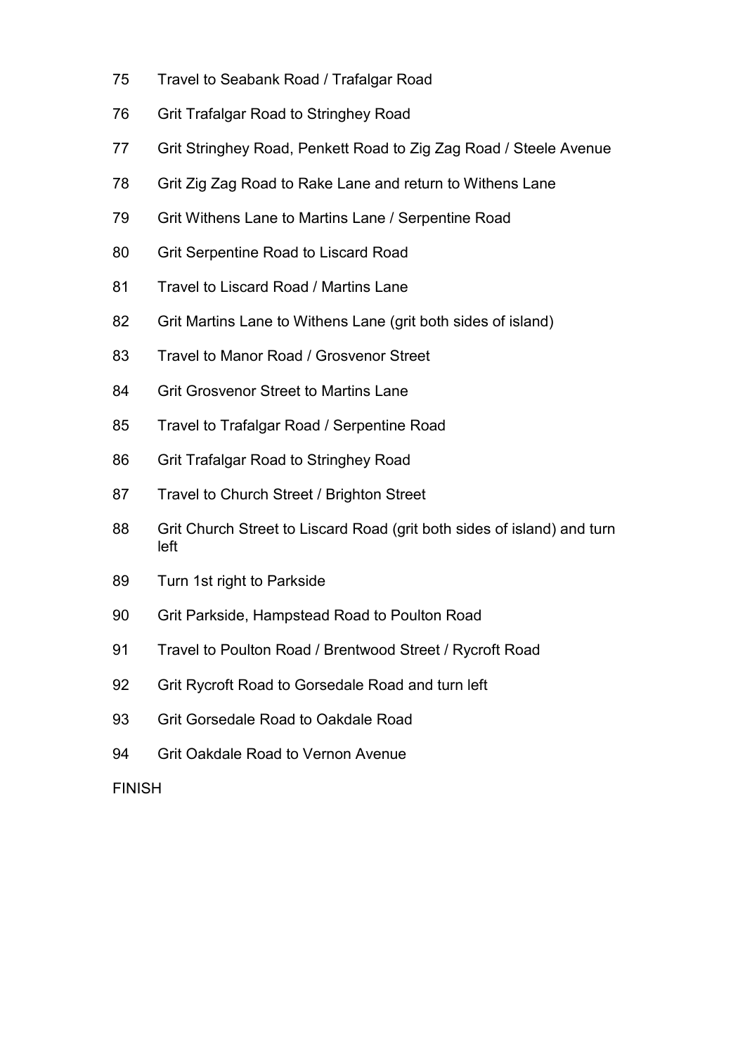75 Travel to Seabank Road / Trafalgar Road

76 Grit Trafalgar Road to Stringhey Road

77 Grit Stringhey Road, Penkett Road to Zig Zag Road / Steele Avenue

78 Grit Zig Zag Road to Rake Lane and return to Withens Lane

79 Grit Withens Lane to Martins Lane / Serpentine Road

80 Grit Serpentine Road to Liscard Road

81 Travel to Liscard Road / Martins Lane

82 Grit Martins Lane to Withens Lane (grit both sides of island)

83 Travel to Manor Road / Grosvenor Street

84 Grit Grosvenor Street to Martins Lane

85 Travel to Trafalgar Road / Serpentine Road

86 Grit Trafalgar Road to Stringhey Road

87 Travel to Church Street / Brighton Street

88 Grit Church Street to Liscard Road (grit both sides of island) and turn left

89 Turn 1st right to Parkside

90 Grit Parkside, Hampstead Road to Poulton Road

91 Travel to Poulton Road / Brentwood Street / Rycroft Road

92 Grit Rycroft Road to Gorsedale Road and turn left

93 Grit Gorsedale Road to Oakdale Road

94 Grit Oakdale Road to Vernon Avenue

FINISH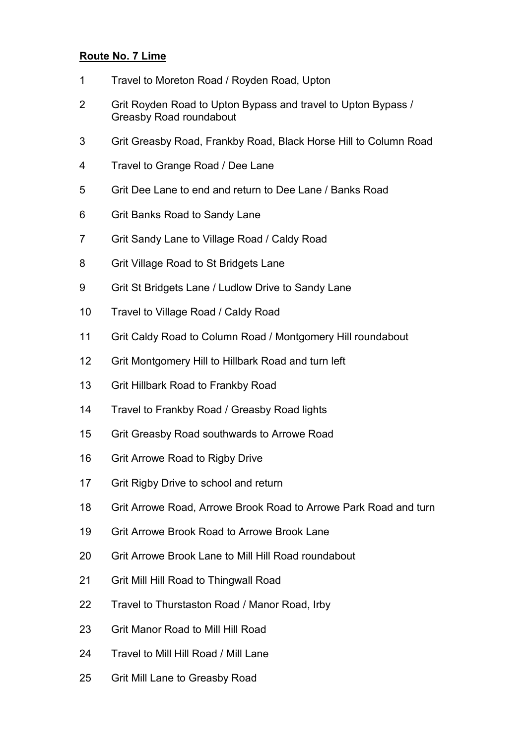**Route No. 7 Lime**

1. Travel to Moreton Road / Royden Road, Upton
2. Grit Royden Road to Upton Bypass and travel to Upton Bypass / Greasby Road roundabout
3. Grit Greasby Road, Frankby Road, Black Horse Hill to Column Road
4. Travel to Grange Road / Dee Lane
5. Grit Dee Lane to end and return to Dee Lane / Banks Road
6. Grit Banks Road to Sandy Lane
7. Grit Sandy Lane to Village Road / Caldy Road
8. Grit Village Road to St Bridgets Lane
9. Grit St Bridgets Lane / Ludlow Drive to Sandy Lane
10. Travel to Village Road / Caldy Road
11. Grit Caldy Road to Column Road / Montgomery Hill roundabout
12. Grit Montgomery Hill to Hillbark Road and turn left
13. Grit Hillbark Road to Frankby Road
14. Travel to Frankby Road / Greasby Road lights
15. Grit Greasby Road southwards to Arrowe Road
16. Grit Arrowe Road to Rigby Drive
17. Grit Rigby Drive to school and return
18. Grit Arrowe Road, Arrowe Brook Road to Arrowe Park Road and turn
19. Grit Arrowe Brook Road to Arrowe Brook Lane
20. Grit Arrowe Brook Lane to Mill Hill Road roundabout
21. Grit Mill Hill Road to Thingwall Road
22. Travel to Thurstaston Road / Manor Road, Irby
23. Grit Manor Road to Mill Hill Road
24. Travel to Mill Hill Road / Mill Lane
25. Grit Mill Lane to Greasby Road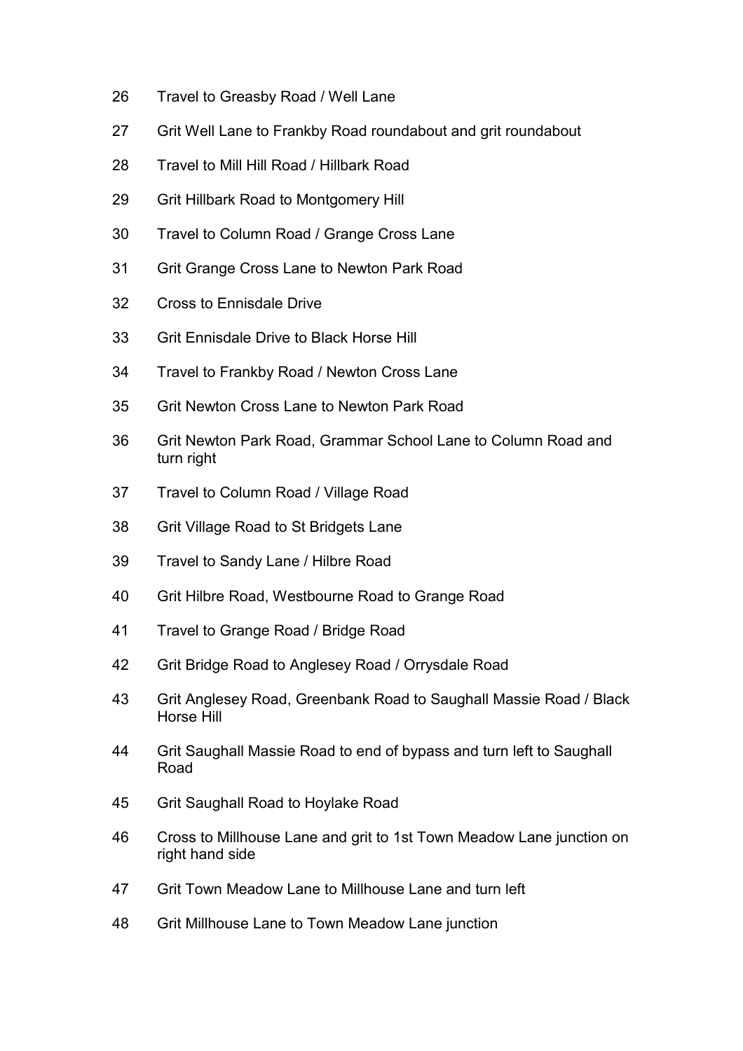26 Travel to Greasby Road / Well Lane

27 Grit Well Lane to Frankby Road roundabout and grit roundabout

28 Travel to Mill Hill Road / Hillbark Road

29 Grit Hillbark Road to Montgomery Hill

30 Travel to Column Road / Grange Cross Lane

31 Grit Grange Cross Lane to Newton Park Road

32 Cross to Ennisdale Drive

33 Grit Ennisdale Drive to Black Horse Hill

34 Travel to Frankby Road / Newton Cross Lane

35 Grit Newton Cross Lane to Newton Park Road

36 Grit Newton Park Road, Grammar School Lane to Column Road and turn right

37 Travel to Column Road / Village Road

38 Grit Village Road to St Bridgets Lane

39 Travel to Sandy Lane / Hilbre Road

40 Grit Hilbre Road, Westbourne Road to Grange Road

41 Travel to Grange Road / Bridge Road

42 Grit Bridge Road to Anglesey Road / Orrysdale Road

43 Grit Anglesey Road, Greenbank Road to Saughall Massie Road / Black Horse Hill

44 Grit Saughall Massie Road to end of bypass and turn left to Saughall Road

45 Grit Saughall Road to Hoylake Road

46 Cross to Millhouse Lane and grit to 1st Town Meadow Lane junction on right hand side

47 Grit Town Meadow Lane to Millhouse Lane and turn left

48 Grit Millhouse Lane to Town Meadow Lane junction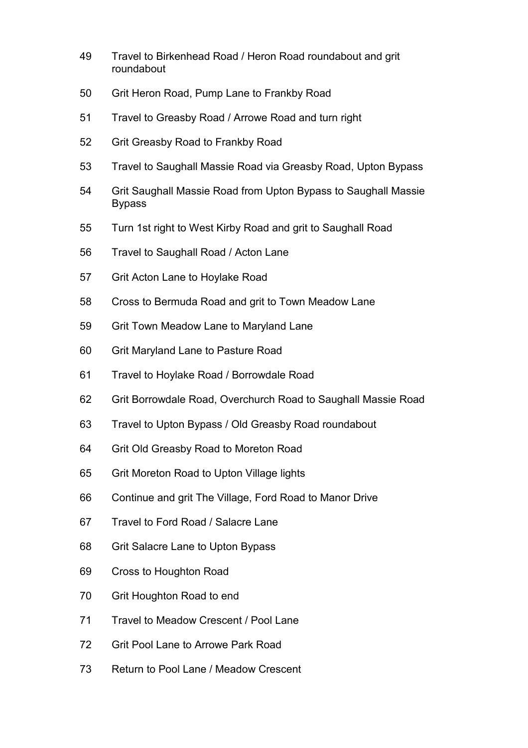49 Travel to Birkenhead Road / Heron Road roundabout and grit roundabout

50 Grit Heron Road, Pump Lane to Frankby Road

51 Travel to Greasby Road / Arrowe Road and turn right

52 Grit Greasby Road to Frankby Road

53 Travel to Saughall Massie Road via Greasby Road, Upton Bypass

54 Grit Saughall Massie Road from Upton Bypass to Saughall Massie Bypass

55 Turn 1st right to West Kirby Road and grit to Saughall Road

56 Travel to Saughall Road / Acton Lane

57 Grit Acton Lane to Hoylake Road

58 Cross to Bermuda Road and grit to Town Meadow Lane

59 Grit Town Meadow Lane to Maryland Lane

60 Grit Maryland Lane to Pasture Road

61 Travel to Hoylake Road / Borrowdale Road

62 Grit Borrowdale Road, Overchurch Road to Saughall Massie Road

63 Travel to Upton Bypass / Old Greasby Road roundabout

64 Grit Old Greasby Road to Moreton Road

65 Grit Moreton Road to Upton Village lights

66 Continue and grit The Village, Ford Road to Manor Drive

67 Travel to Ford Road / Salacre Lane

68 Grit Salacre Lane to Upton Bypass

69 Cross to Houghton Road

70 Grit Houghton Road to end

71 Travel to Meadow Crescent / Pool Lane

72 Grit Pool Lane to Arrowe Park Road

73 Return to Pool Lane / Meadow Crescent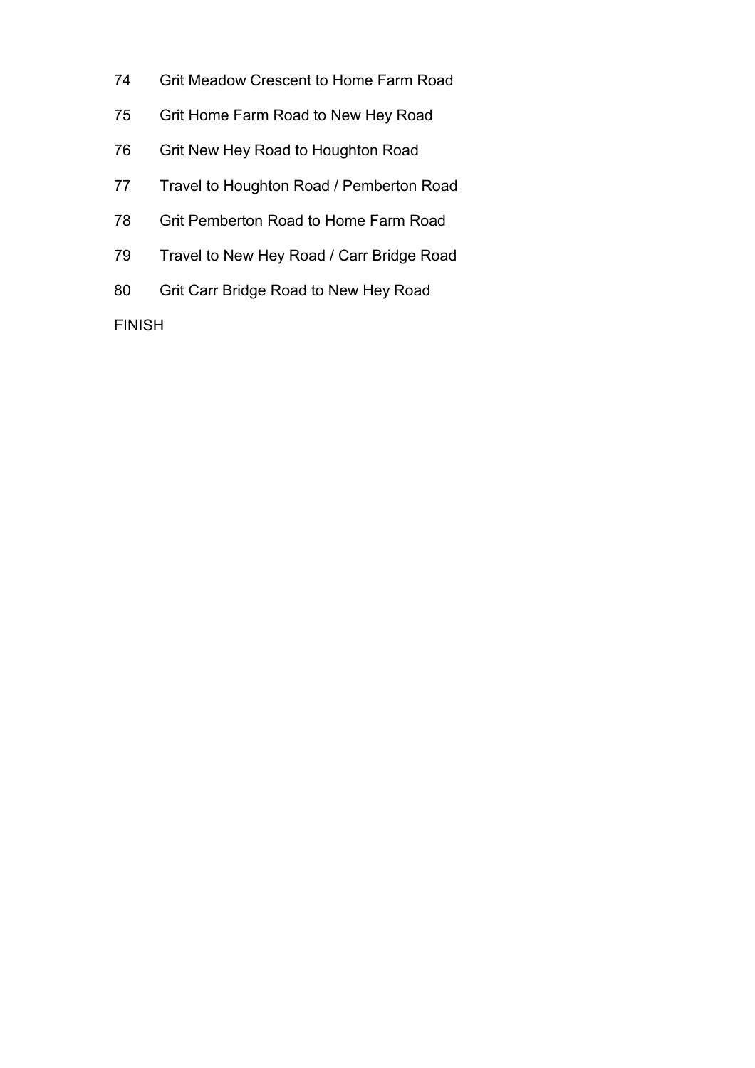74 Grit Meadow Crescent to Home Farm Road

75 Grit Home Farm Road to New Hey Road

76 Grit New Hey Road to Houghton Road

77 Travel to Houghton Road / Pemberton Road

78 Grit Pemberton Road to Home Farm Road

79 Travel to New Hey Road / Carr Bridge Road

80 Grit Carr Bridge Road to New Hey Road

FINISH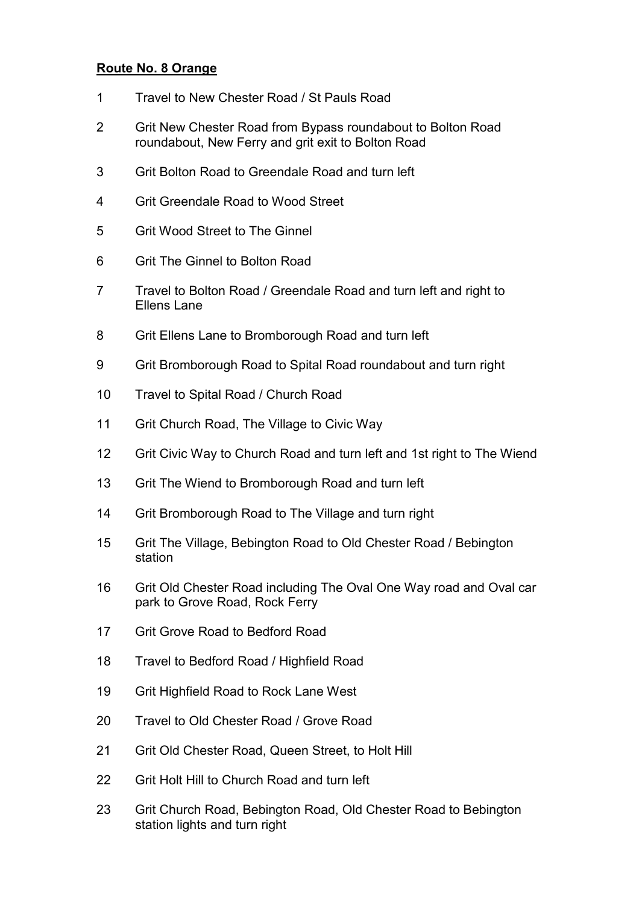**Route No. 8 Orange**

1 Travel to New Chester Road / St Pauls Road

2 Grit New Chester Road from Bypass roundabout to Bolton Road roundabout, New Ferry and grit exit to Bolton Road

3 Grit Bolton Road to Greendale Road and turn left

4 Grit Greendale Road to Wood Street

5 Grit Wood Street to The Ginnel

6 Grit The Ginnel to Bolton Road

7 Travel to Bolton Road / Greendale Road and turn left and right to Ellens Lane

8 Grit Ellens Lane to Bromborough Road and turn left

9 Grit Bromborough Road to Spital Road roundabout and turn right

10 Travel to Spital Road / Church Road

11 Grit Church Road, The Village to Civic Way

12 Grit Civic Way to Church Road and turn left and 1st right to The Wiend

13 Grit The Wiend to Bromborough Road and turn left

14 Grit Bromborough Road to The Village and turn right

15 Grit The Village, Bebington Road to Old Chester Road / Bebington station

16 Grit Old Chester Road including The Oval One Way road and Oval car park to Grove Road, Rock Ferry

17 Grit Grove Road to Bedford Road

18 Travel to Bedford Road / Highfield Road

19 Grit Highfield Road to Rock Lane West

20 Travel to Old Chester Road / Grove Road

21 Grit Old Chester Road, Queen Street, to Holt Hill

22 Grit Holt Hill to Church Road and turn left

23 Grit Church Road, Bebington Road, Old Chester Road to Bebington station lights and turn right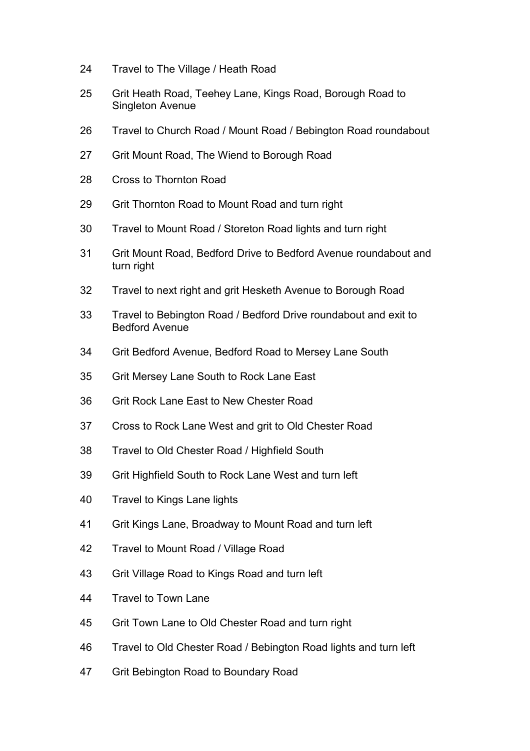24 Travel to The Village / Heath Road

25 Grit Heath Road, Teehey Lane, Kings Road, Borough Road to Singleton Avenue

26 Travel to Church Road / Mount Road / Bebington Road roundabout

27 Grit Mount Road, The Wiend to Borough Road

28 Cross to Thornton Road

29 Grit Thornton Road to Mount Road and turn right

30 Travel to Mount Road / Storeton Road lights and turn right

31 Grit Mount Road, Bedford Drive to Bedford Avenue roundabout and turn right

32 Travel to next right and grit Hesketh Avenue to Borough Road

33 Travel to Bebington Road / Bedford Drive roundabout and exit to Bedford Avenue

34 Grit Bedford Avenue, Bedford Road to Mersey Lane South

35 Grit Mersey Lane South to Rock Lane East

36 Grit Rock Lane East to New Chester Road

37 Cross to Rock Lane West and grit to Old Chester Road

38 Travel to Old Chester Road / Highfield South

39 Grit Highfield South to Rock Lane West and turn left

40 Travel to Kings Lane lights

41 Grit Kings Lane, Broadway to Mount Road and turn left

42 Travel to Mount Road / Village Road

43 Grit Village Road to Kings Road and turn left

44 Travel to Town Lane

45 Grit Town Lane to Old Chester Road and turn right

46 Travel to Old Chester Road / Bebington Road lights and turn left

47 Grit Bebington Road to Boundary Road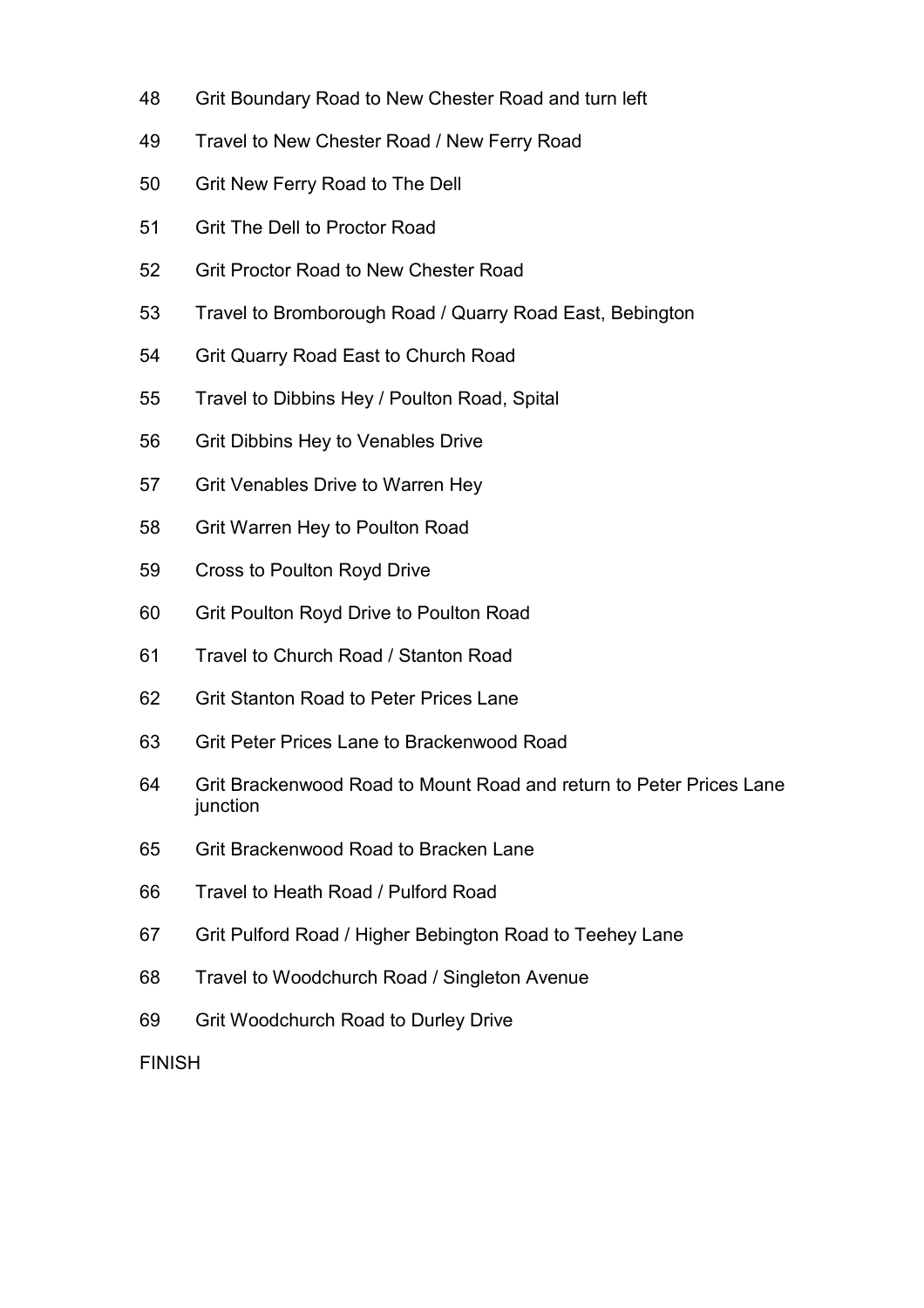48 Grit Boundary Road to New Chester Road and turn left

49 Travel to New Chester Road / New Ferry Road

50 Grit New Ferry Road to The Dell

51 Grit The Dell to Proctor Road

52 Grit Proctor Road to New Chester Road

53 Travel to Bromborough Road / Quarry Road East, Bebington

54 Grit Quarry Road East to Church Road

55 Travel to Dibbins Hey / Poulton Road, Spital

56 Grit Dibbins Hey to Venables Drive

57 Grit Venables Drive to Warren Hey

58 Grit Warren Hey to Poulton Road

59 Cross to Poulton Royd Drive

60 Grit Poulton Royd Drive to Poulton Road

61 Travel to Church Road / Stanton Road

62 Grit Stanton Road to Peter Prices Lane

63 Grit Peter Prices Lane to Brackenwood Road

64 Grit Brackenwood Road to Mount Road and return to Peter Prices Lane junction

65 Grit Brackenwood Road to Bracken Lane

66 Travel to Heath Road / Pulford Road

67 Grit Pulford Road / Higher Bebington Road to Teehey Lane

68 Travel to Woodchurch Road / Singleton Avenue

69 Grit Woodchurch Road to Durley Drive

FINISH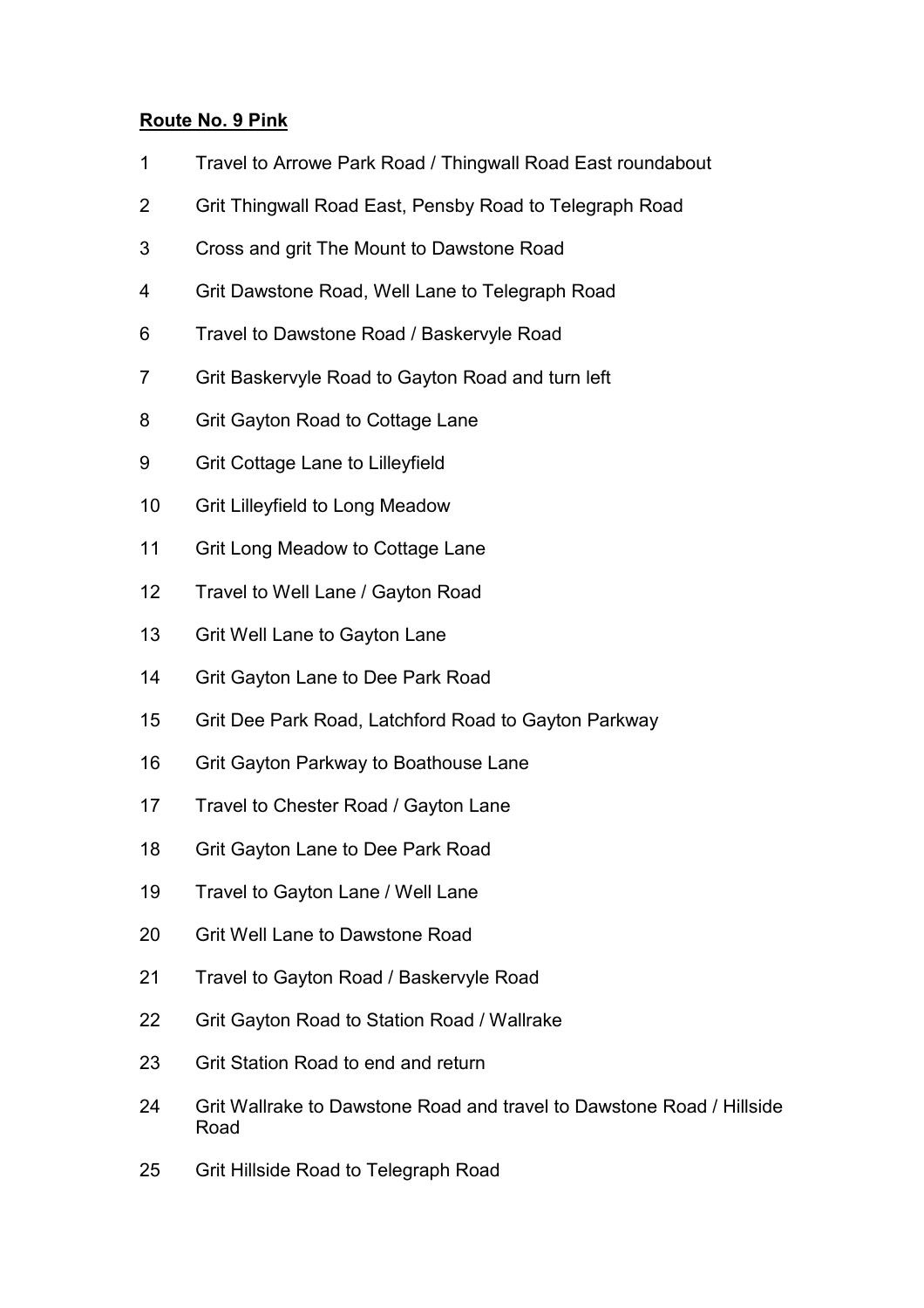**Route No. 9 Pink**

1 Travel to Arrowe Park Road / Thingwall Road East roundabout

2 Grit Thingwall Road East, Pensby Road to Telegraph Road

3 Cross and grit The Mount to Dawstone Road

4 Grit Dawstone Road, Well Lane to Telegraph Road

6 Travel to Dawstone Road / Baskervyle Road

7 Grit Baskervyle Road to Gayton Road and turn left

8 Grit Gayton Road to Cottage Lane

9 Grit Cottage Lane to Lilleyfield

10 Grit Lilleyfield to Long Meadow

11 Grit Long Meadow to Cottage Lane

12 Travel to Well Lane / Gayton Road

13 Grit Well Lane to Gayton Lane

14 Grit Gayton Lane to Dee Park Road

15 Grit Dee Park Road, Latchford Road to Gayton Parkway

16 Grit Gayton Parkway to Boathouse Lane

17 Travel to Chester Road / Gayton Lane

18 Grit Gayton Lane to Dee Park Road

19 Travel to Gayton Lane / Well Lane

20 Grit Well Lane to Dawstone Road

21 Travel to Gayton Road / Baskervyle Road

22 Grit Gayton Road to Station Road / Wallrake

23 Grit Station Road to end and return

24 Grit Wallrake to Dawstone Road and travel to Dawstone Road / Hillside Road

25 Grit Hillside Road to Telegraph Road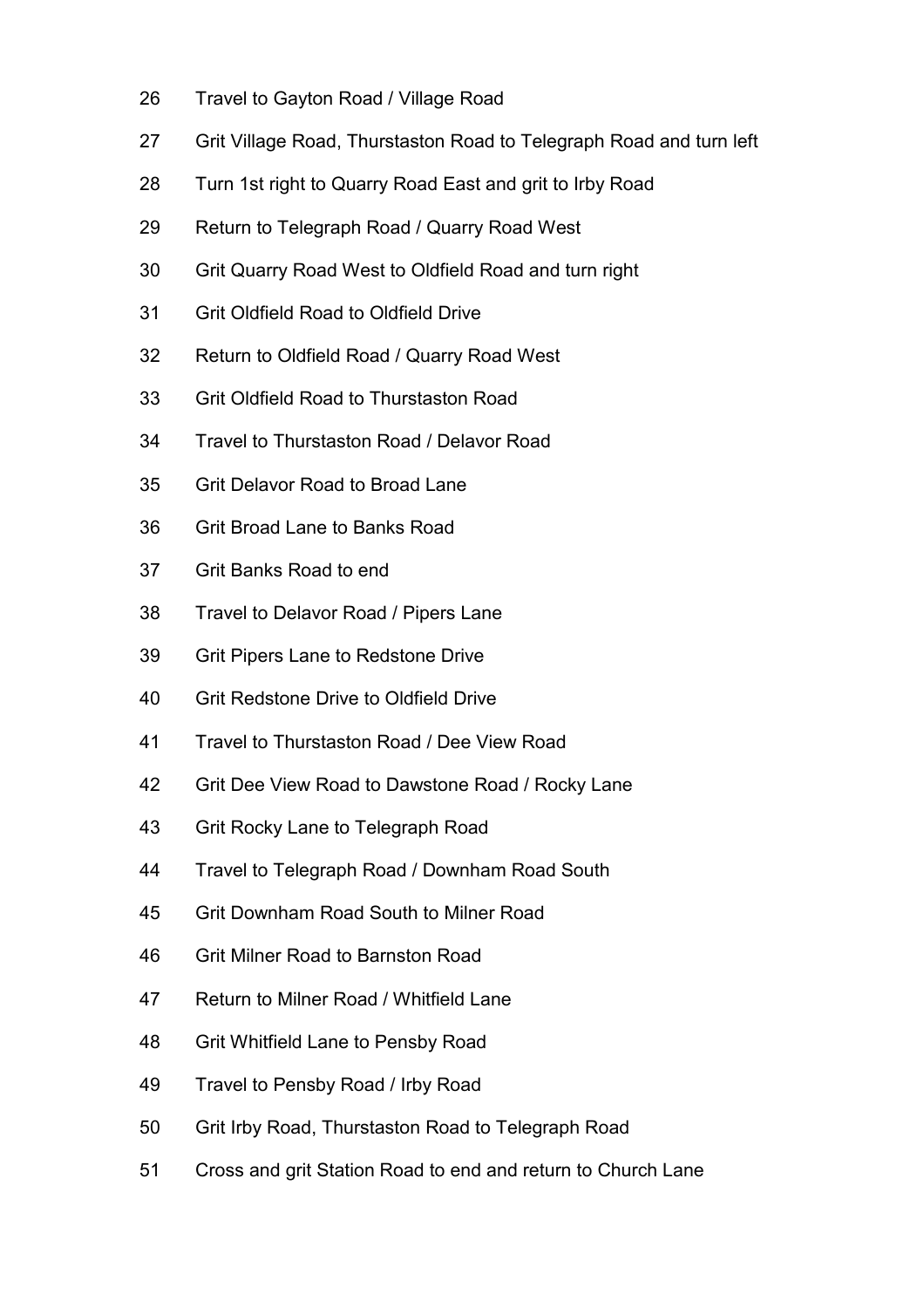26 Travel to Gayton Road / Village Road

27 Grit Village Road, Thurstaston Road to Telegraph Road and turn left

28 Turn 1st right to Quarry Road East and grit to Irby Road

29 Return to Telegraph Road / Quarry Road West

30 Grit Quarry Road West to Oldfield Road and turn right

31 Grit Oldfield Road to Oldfield Drive

32 Return to Oldfield Road / Quarry Road West

33 Grit Oldfield Road to Thurstaston Road

34 Travel to Thurstaston Road / Delavor Road

35 Grit Delavor Road to Broad Lane

36 Grit Broad Lane to Banks Road

37 Grit Banks Road to end

38 Travel to Delavor Road / Pipers Lane

39 Grit Pipers Lane to Redstone Drive

40 Grit Redstone Drive to Oldfield Drive

41 Travel to Thurstaston Road / Dee View Road

42 Grit Dee View Road to Dawstone Road / Rocky Lane

43 Grit Rocky Lane to Telegraph Road

44 Travel to Telegraph Road / Downham Road South

45 Grit Downham Road South to Milner Road

46 Grit Milner Road to Barnston Road

47 Return to Milner Road / Whitfield Lane

48 Grit Whitfield Lane to Pensby Road

49 Travel to Pensby Road / Irby Road

50 Grit Irby Road, Thurstaston Road to Telegraph Road

51 Cross and grit Station Road to end and return to Church Lane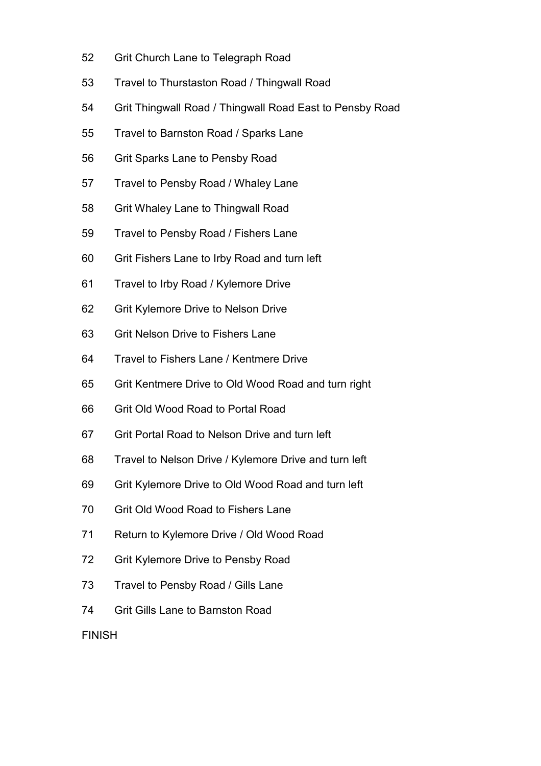52 Grit Church Lane to Telegraph Road

53 Travel to Thurstaston Road / Thingwall Road

54 Grit Thingwall Road / Thingwall Road East to Pensby Road

55 Travel to Barnston Road / Sparks Lane

56 Grit Sparks Lane to Pensby Road

57 Travel to Pensby Road / Whaley Lane

58 Grit Whaley Lane to Thingwall Road

59 Travel to Pensby Road / Fishers Lane

60 Grit Fishers Lane to Irby Road and turn left

61 Travel to Irby Road / Kylemore Drive

62 Grit Kylemore Drive to Nelson Drive

63 Grit Nelson Drive to Fishers Lane

64 Travel to Fishers Lane / Kentmere Drive

65 Grit Kentmere Drive to Old Wood Road and turn right

66 Grit Old Wood Road to Portal Road

67 Grit Portal Road to Nelson Drive and turn left

68 Travel to Nelson Drive / Kylemore Drive and turn left

69 Grit Kylemore Drive to Old Wood Road and turn left

70 Grit Old Wood Road to Fishers Lane

71 Return to Kylemore Drive / Old Wood Road

72 Grit Kylemore Drive to Pensby Road

73 Travel to Pensby Road / Gills Lane

74 Grit Gills Lane to Barnston Road

FINISH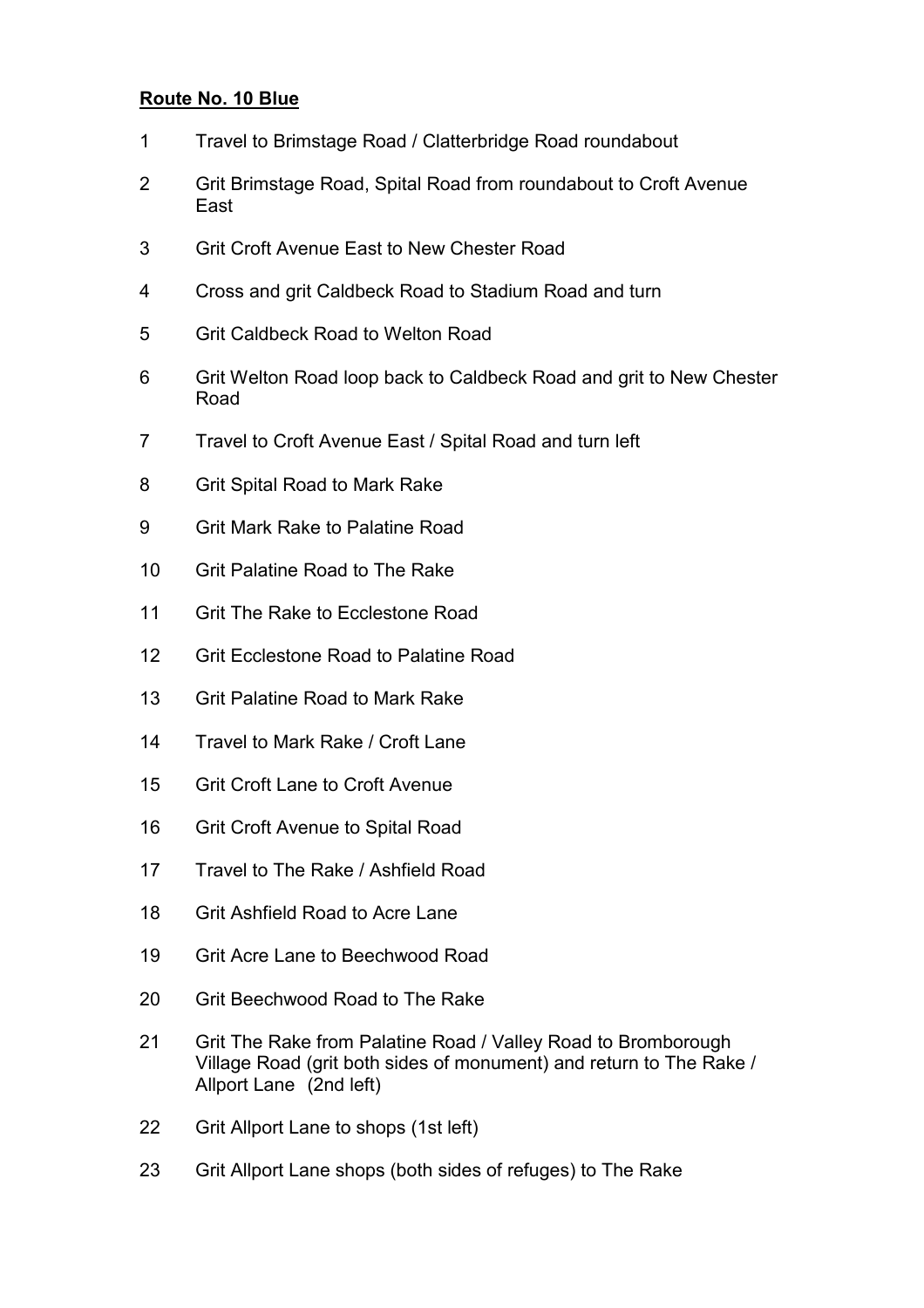**Route No. 10 Blue**

1 Travel to Brimstage Road / Clatterbridge Road roundabout

2 Grit Brimstage Road, Spital Road from roundabout to Croft Avenue East

3 Grit Croft Avenue East to New Chester Road

4 Cross and grit Caldbeck Road to Stadium Road and turn

5 Grit Caldbeck Road to Welton Road

6 Grit Welton Road loop back to Caldbeck Road and grit to New Chester Road

7 Travel to Croft Avenue East / Spital Road and turn left

8 Grit Spital Road to Mark Rake

9 Grit Mark Rake to Palatine Road

10 Grit Palatine Road to The Rake

11 Grit The Rake to Ecclestone Road

12 Grit Ecclestone Road to Palatine Road

13 Grit Palatine Road to Mark Rake

14 Travel to Mark Rake / Croft Lane

15 Grit Croft Lane to Croft Avenue

16 Grit Croft Avenue to Spital Road

17 Travel to The Rake / Ashfield Road

18 Grit Ashfield Road to Acre Lane

19 Grit Acre Lane to Beechwood Road

20 Grit Beechwood Road to The Rake

21 Grit The Rake from Palatine Road / Valley Road to Bromborough Village Road (grit both sides of monument) and return to The Rake / Allport Lane (2nd left)

22 Grit Allport Lane to shops (1st left)

23 Grit Allport Lane shops (both sides of refuges) to The Rake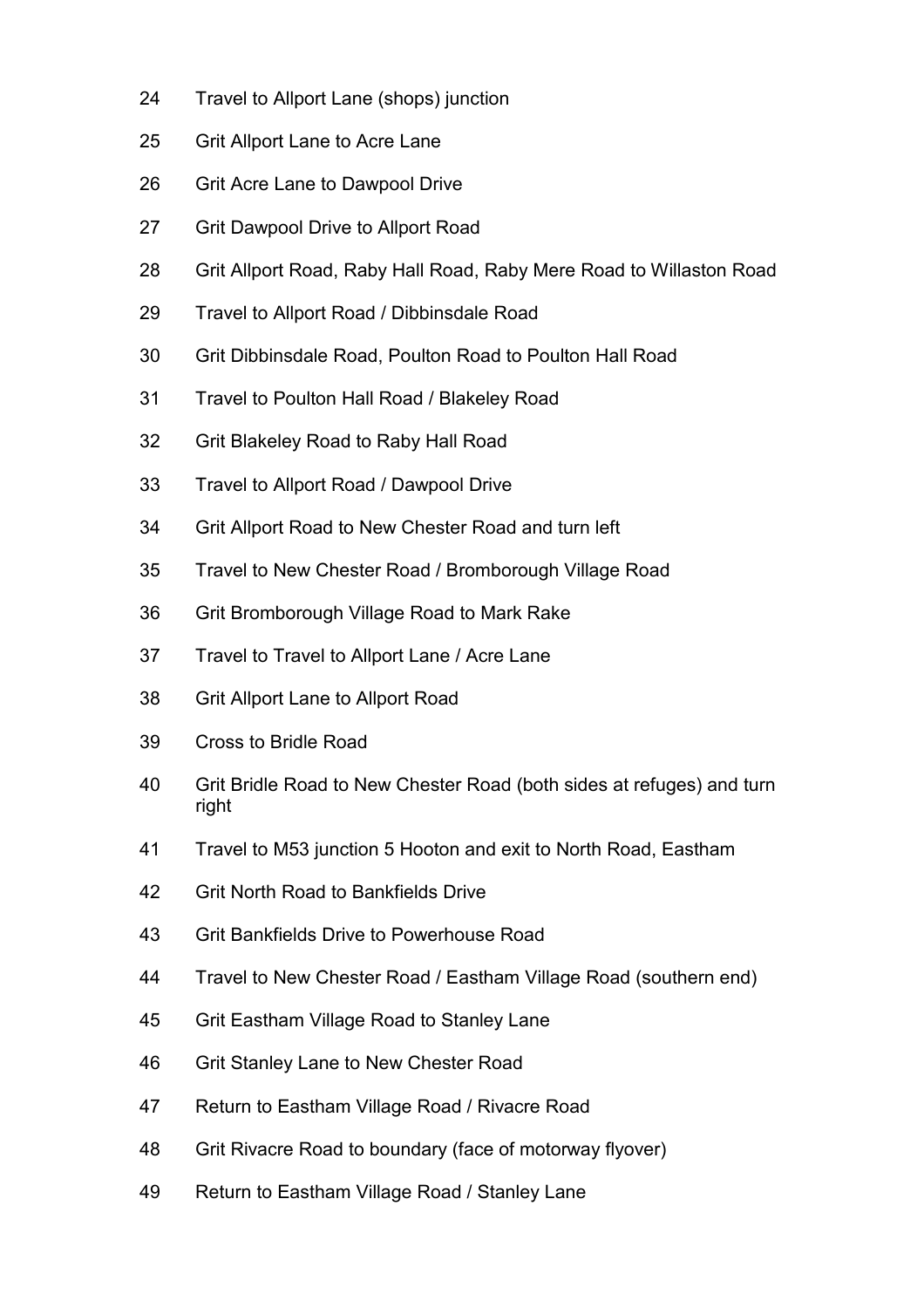24 Travel to Allport Lane (shops) junction

25 Grit Allport Lane to Acre Lane

26 Grit Acre Lane to Dawpool Drive

27 Grit Dawpool Drive to Allport Road

28 Grit Allport Road, Raby Hall Road, Raby Mere Road to Willaston Road

29 Travel to Allport Road / Dibbinsdale Road

30 Grit Dibbinsdale Road, Poulton Road to Poulton Hall Road

31 Travel to Poulton Hall Road / Blakeley Road

32 Grit Blakeley Road to Raby Hall Road

33 Travel to Allport Road / Dawpool Drive

34 Grit Allport Road to New Chester Road and turn left

35 Travel to New Chester Road / Bromborough Village Road

36 Grit Bromborough Village Road to Mark Rake

37 Travel to Travel to Allport Lane / Acre Lane

38 Grit Allport Lane to Allport Road

39 Cross to Bridle Road

40 Grit Bridle Road to New Chester Road (both sides at refuges) and turn right

41 Travel to M53 junction 5 Hooton and exit to North Road, Eastham

42 Grit North Road to Bankfields Drive

43 Grit Bankfields Drive to Powerhouse Road

44 Travel to New Chester Road / Eastham Village Road (southern end)

45 Grit Eastham Village Road to Stanley Lane

46 Grit Stanley Lane to New Chester Road

47 Return to Eastham Village Road / Rivacre Road

48 Grit Rivacre Road to boundary (face of motorway flyover)

49 Return to Eastham Village Road / Stanley Lane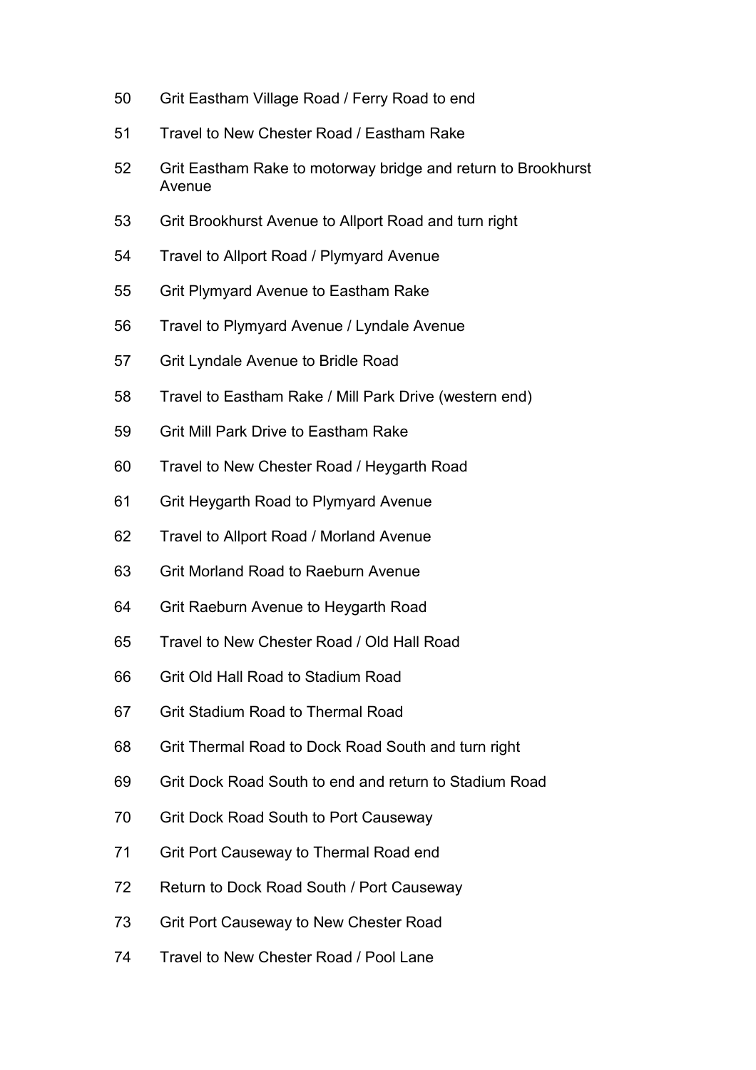50 Grit Eastham Village Road / Ferry Road to end

51 Travel to New Chester Road / Eastham Rake

52 Grit Eastham Rake to motorway bridge and return to Brookhurst Avenue

53 Grit Brookhurst Avenue to Allport Road and turn right

54 Travel to Allport Road / Plymyard Avenue

55 Grit Plymyard Avenue to Eastham Rake

56 Travel to Plymyard Avenue / Lyndale Avenue

57 Grit Lyndale Avenue to Bridle Road

58 Travel to Eastham Rake / Mill Park Drive (western end)

59 Grit Mill Park Drive to Eastham Rake

60 Travel to New Chester Road / Heygarth Road

61 Grit Heygarth Road to Plymyard Avenue

62 Travel to Allport Road / Morland Avenue

63 Grit Morland Road to Raeburn Avenue

64 Grit Raeburn Avenue to Heygarth Road

65 Travel to New Chester Road / Old Hall Road

66 Grit Old Hall Road to Stadium Road

67 Grit Stadium Road to Thermal Road

68 Grit Thermal Road to Dock Road South and turn right

69 Grit Dock Road South to end and return to Stadium Road

70 Grit Dock Road South to Port Causeway

71 Grit Port Causeway to Thermal Road end

72 Return to Dock Road South / Port Causeway

73 Grit Port Causeway to New Chester Road

74 Travel to New Chester Road / Pool Lane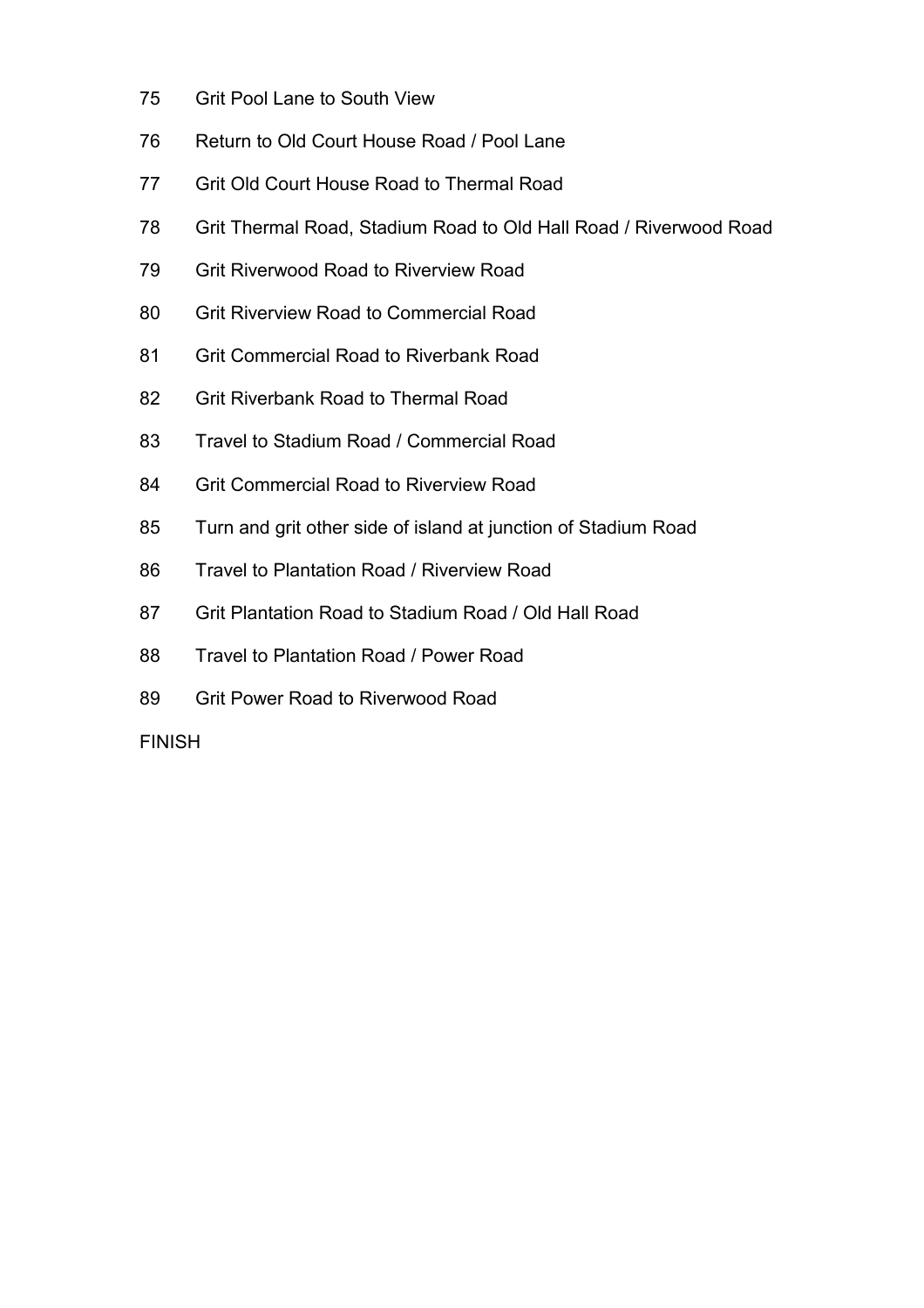75 Grit Pool Lane to South View

76 Return to Old Court House Road / Pool Lane

77 Grit Old Court House Road to Thermal Road

78 Grit Thermal Road, Stadium Road to Old Hall Road / Riverwood Road

79 Grit Riverwood Road to Riverview Road

80 Grit Riverview Road to Commercial Road

81 Grit Commercial Road to Riverbank Road

82 Grit Riverbank Road to Thermal Road

83 Travel to Stadium Road / Commercial Road

84 Grit Commercial Road to Riverview Road

85 Turn and grit other side of island at junction of Stadium Road

86 Travel to Plantation Road / Riverview Road

87 Grit Plantation Road to Stadium Road / Old Hall Road

88 Travel to Plantation Road / Power Road

89 Grit Power Road to Riverwood Road

FINISH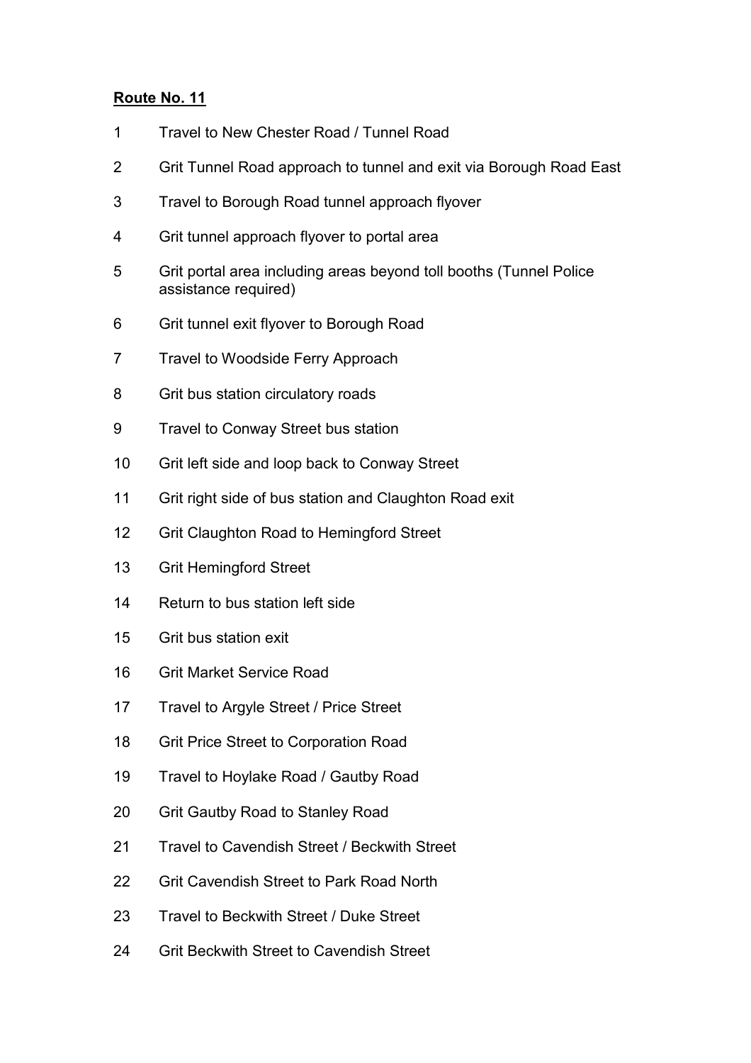**Route No. 11**

1. Travel to New Chester Road / Tunnel Road
2. Grit Tunnel Road approach to tunnel and exit via Borough Road East
3. Travel to Borough Road tunnel approach flyover
4. Grit tunnel approach flyover to portal area
5. Grit portal area including areas beyond toll booths (Tunnel Police assistance required)
6. Grit tunnel exit flyover to Borough Road
7. Travel to Woodside Ferry Approach
8. Grit bus station circulatory roads
9. Travel to Conway Street bus station
10. Grit left side and loop back to Conway Street
11. Grit right side of bus station and Claughton Road exit
12. Grit Claughton Road to Hemingford Street
13. Grit Hemingford Street
14. Return to bus station left side
15. Grit bus station exit
16. Grit Market Service Road
17. Travel to Argyle Street / Price Street
18. Grit Price Street to Corporation Road
19. Travel to Hoylake Road / Gautby Road
20. Grit Gautby Road to Stanley Road
21. Travel to Cavendish Street / Beckwith Street
22. Grit Cavendish Street to Park Road North
23. Travel to Beckwith Street / Duke Street
24. Grit Beckwith Street to Cavendish Street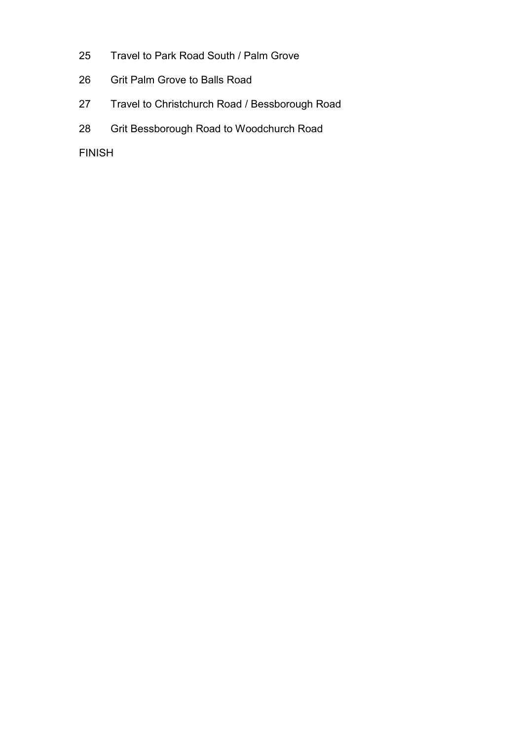25 Travel to Park Road South / Palm Grove

26 Grit Palm Grove to Balls Road

27 Travel to Christchurch Road / Bessborough Road

28 Grit Bessborough Road to Woodchurch Road

FINISH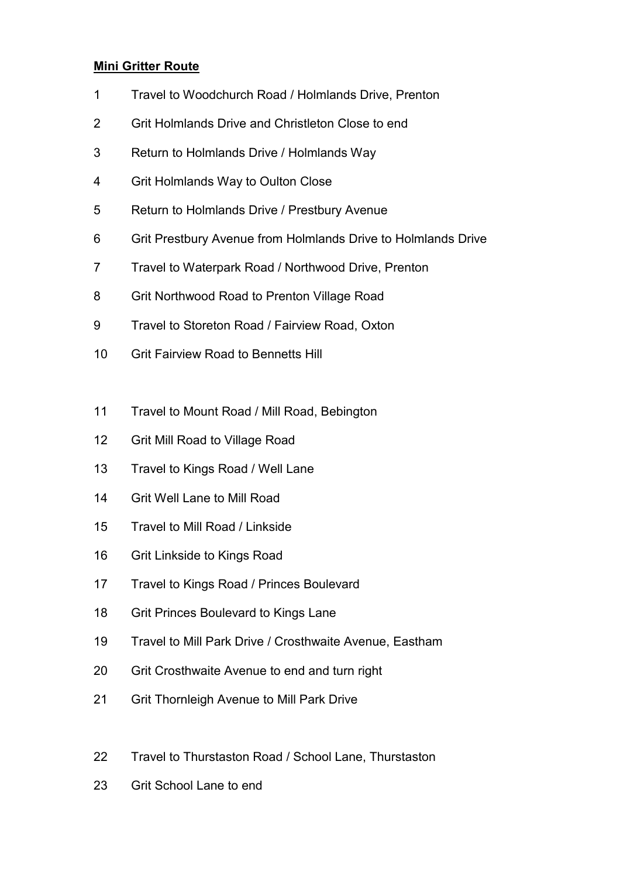**<u>Mini Gritter Route</u>**

1 Travel to Woodchurch Road / Holmlands Drive, Prenton

2 Grit Holmlands Drive and Christleton Close to end

3 Return to Holmlands Drive / Holmlands Way

4 Grit Holmlands Way to Oulton Close

5 Return to Holmlands Drive / Prestbury Avenue

6 Grit Prestbury Avenue from Holmlands Drive to Holmlands Drive

7 Travel to Waterpark Road / Northwood Drive, Prenton

8 Grit Northwood Road to Prenton Village Road

9 Travel to Storeton Road / Fairview Road, Oxton

10 Grit Fairview Road to Bennetts Hill

11 Travel to Mount Road / Mill Road, Bebington

12 Grit Mill Road to Village Road

13 Travel to Kings Road / Well Lane

14 Grit Well Lane to Mill Road

15 Travel to Mill Road / Linkside

16 Grit Linkside to Kings Road

17 Travel to Kings Road / Princes Boulevard

18 Grit Princes Boulevard to Kings Lane

19 Travel to Mill Park Drive / Crosthwaite Avenue, Eastham

20 Grit Crosthwaite Avenue to end and turn right

21 Grit Thornleigh Avenue to Mill Park Drive

22 Travel to Thurstaston Road / School Lane, Thurstaston

23 Grit School Lane to end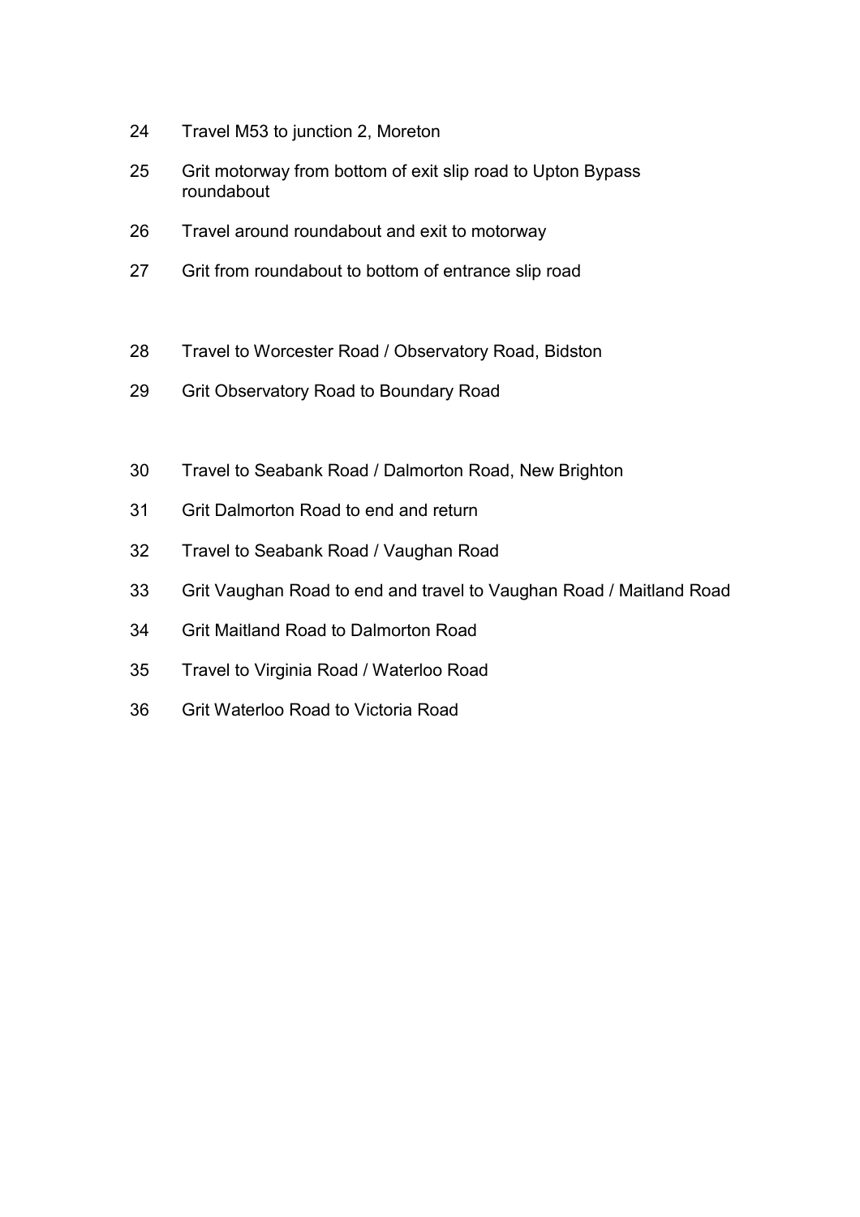24 Travel M53 to junction 2, Moreton

25 Grit motorway from bottom of exit slip road to Upton Bypass roundabout

26 Travel around roundabout and exit to motorway

27 Grit from roundabout to bottom of entrance slip road

28 Travel to Worcester Road / Observatory Road, Bidston

29 Grit Observatory Road to Boundary Road

30 Travel to Seabank Road / Dalmorton Road, New Brighton

31 Grit Dalmorton Road to end and return

32 Travel to Seabank Road / Vaughan Road

33 Grit Vaughan Road to end and travel to Vaughan Road / Maitland Road

34 Grit Maitland Road to Dalmorton Road

35 Travel to Virginia Road / Waterloo Road

36 Grit Waterloo Road to Victoria Road